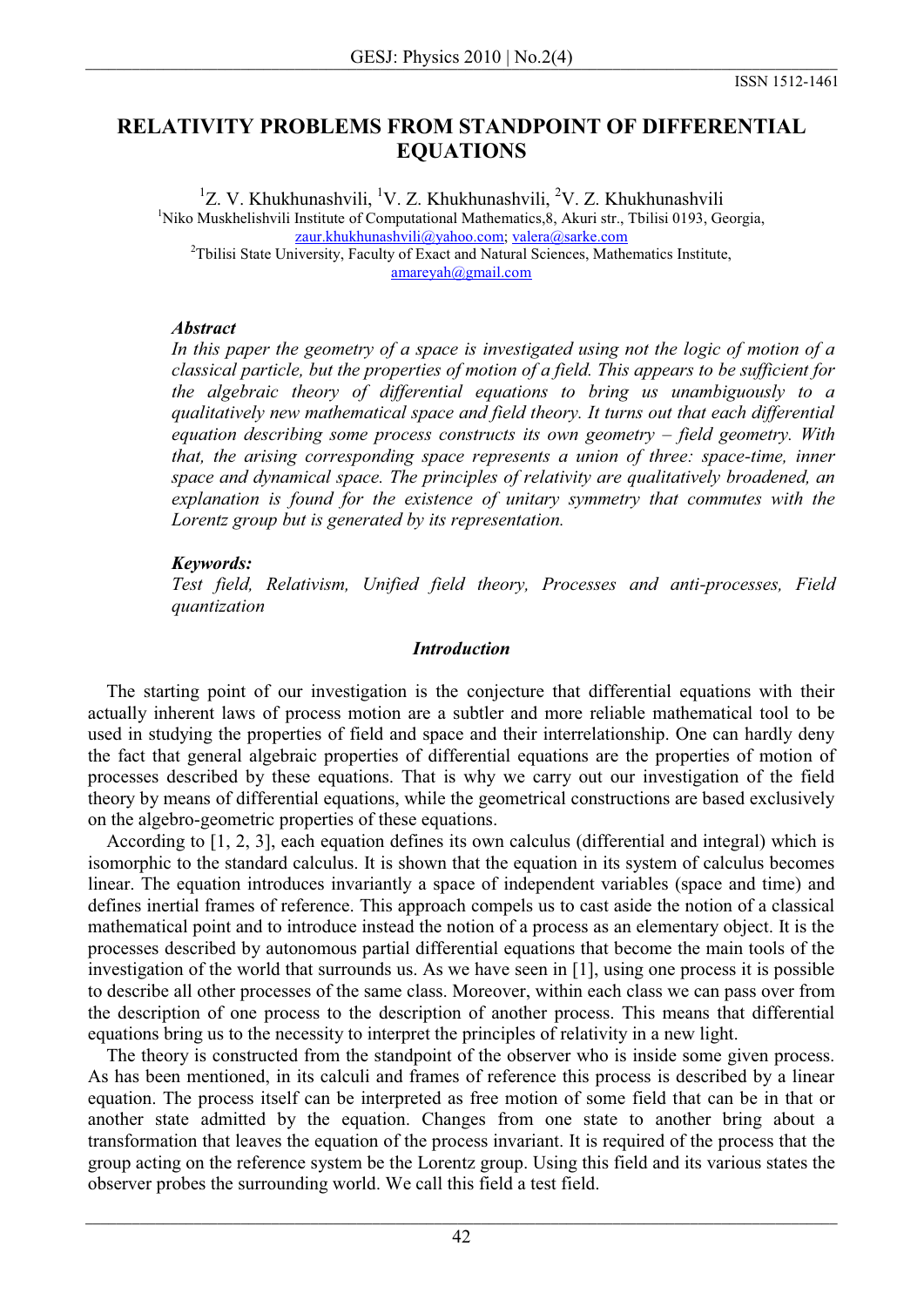ISSN 1512-1461

# RELATIVITY PROBLEMS FROM STANDPOINT OF DIFFERENTIAL EQUATIONS

[1]Z. V. Khukhunashvili, [1]V. Z. Khukhunashvili, [2]V. Z. Khukhunashvili

[1]Niko Muskhelishvili Institute of Computational Mathematics,8, Akuri str., Tbilisi 0193, Georgia, zaur.khukhunashvili@yahoo.com; valera@sarke.com

[2]Tbilisi State University, Faculty of Exact and Natural Sciences, Mathematics Institute, amareyah@gmail.com

***Abstract***

*In this paper the geometry of a space is investigated using not the logic of motion of a classical particle, but the properties of motion of a field. This appears to be sufficient for the algebraic theory of differential equations to bring us unambiguously to a qualitatively new mathematical space and field theory. It turns out that each differential equation describing some process constructs its own geometry – field geometry. With that, the arising corresponding space represents a union of three: space-time, inner space and dynamical space. The principles of relativity are qualitatively broadened, an explanation is found for the existence of unitary symmetry that commutes with the Lorentz group but is generated by its representation.*

***Keywords:***

*Test field, Relativism, Unified field theory, Processes and anti-processes, Field quantization*

## *Introduction*

The starting point of our investigation is the conjecture that differential equations with their actually inherent laws of process motion are a subtler and more reliable mathematical tool to be used in studying the properties of field and space and their interrelationship. One can hardly deny the fact that general algebraic properties of differential equations are the properties of motion of processes described by these equations. That is why we carry out our investigation of the field theory by means of differential equations, while the geometrical constructions are based exclusively on the algebro-geometric properties of these equations.

According to [1, 2, 3], each equation defines its own calculus (differential and integral) which is isomorphic to the standard calculus. It is shown that the equation in its system of calculus becomes linear. The equation introduces invariantly a space of independent variables (space and time) and defines inertial frames of reference. This approach compels us to cast aside the notion of a classical mathematical point and to introduce instead the notion of a process as an elementary object. It is the processes described by autonomous partial differential equations that become the main tools of the investigation of the world that surrounds us. As we have seen in [1], using one process it is possible to describe all other processes of the same class. Moreover, within each class we can pass over from the description of one process to the description of another process. This means that differential equations bring us to the necessity to interpret the principles of relativity in a new light.

The theory is constructed from the standpoint of the observer who is inside some given process. As has been mentioned, in its calculi and frames of reference this process is described by a linear equation. The process itself can be interpreted as free motion of some field that can be in that or another state admitted by the equation. Changes from one state to another bring about a transformation that leaves the equation of the process invariant. It is required of the process that the group acting on the reference system be the Lorentz group. Using this field and its various states the observer probes the surrounding world. We call this field a test field.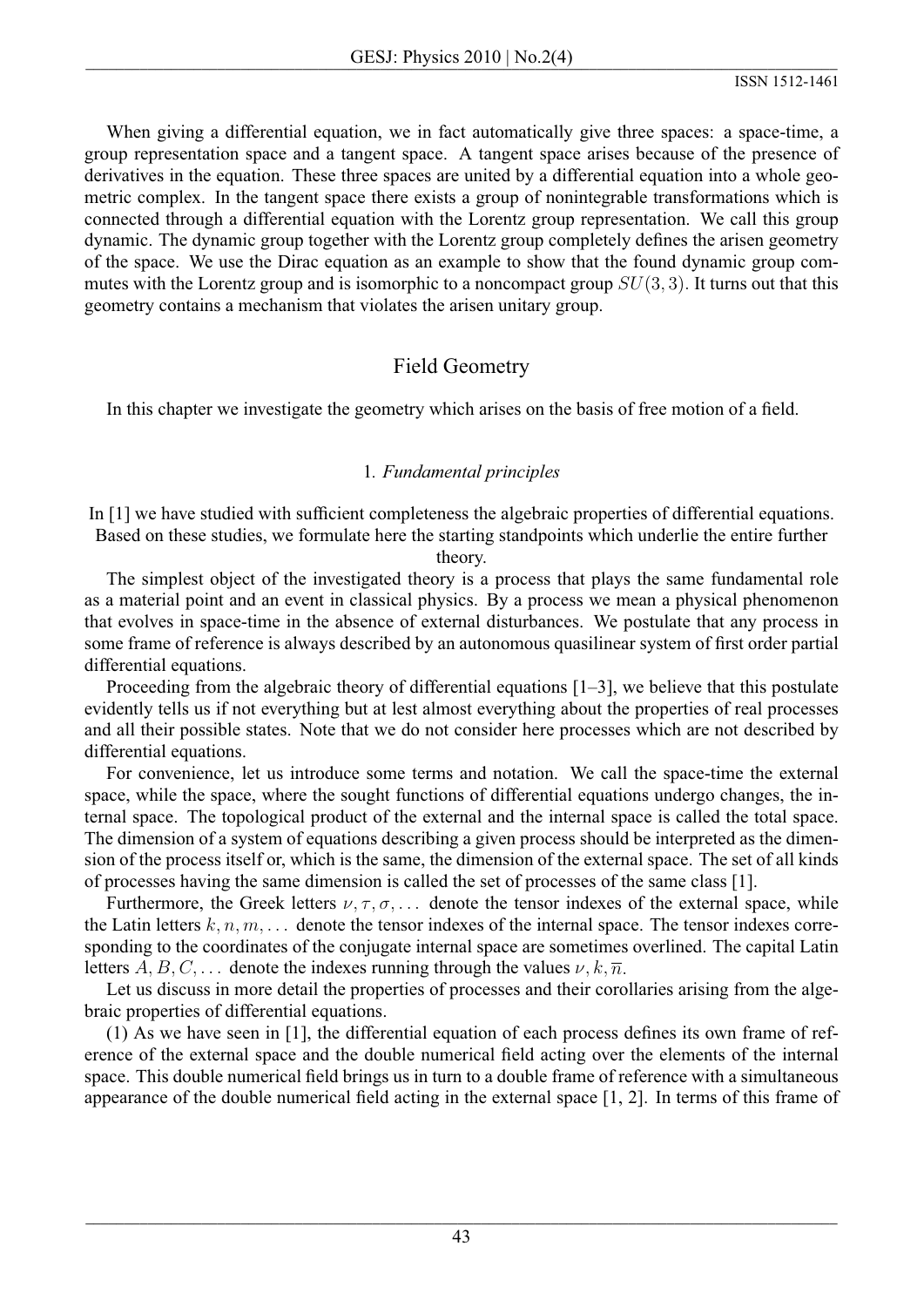When giving a differential equation, we in fact automatically give three spaces: a space-time, a group representation space and a tangent space. A tangent space arises because of the presence of derivatives in the equation. These three spaces are united by a differential equation into a whole geometric complex. In the tangent space there exists a group of nonintegrable transformations which is connected through a differential equation with the Lorentz group representation. We call this group dynamic. The dynamic group together with the Lorentz group completely defines the arisen geometry of the space. We use the Dirac equation as an example to show that the found dynamic group commutes with the Lorentz group and is isomorphic to a noncompact group $SU(3, 3)$. It turns out that this geometry contains a mechanism that violates the arisen unitary group.

# Field Geometry

In this chapter we investigate the geometry which arises on the basis of free motion of a field.

## 1. *Fundamental principles*

In [1] we have studied with sufficient completeness the algebraic properties of differential equations. Based on these studies, we formulate here the starting standpoints which underlie the entire further theory.

The simplest object of the investigated theory is a process that plays the same fundamental role as a material point and an event in classical physics. By a process we mean a physical phenomenon that evolves in space-time in the absence of external disturbances. We postulate that any process in some frame of reference is always described by an autonomous quasilinear system of first order partial differential equations.

Proceeding from the algebraic theory of differential equations [1–3], we believe that this postulate evidently tells us if not everything but at lest almost everything about the properties of real processes and all their possible states. Note that we do not consider here processes which are not described by differential equations.

For convenience, let us introduce some terms and notation. We call the space-time the external space, while the space, where the sought functions of differential equations undergo changes, the internal space. The topological product of the external and the internal space is called the total space. The dimension of a system of equations describing a given process should be interpreted as the dimension of the process itself or, which is the same, the dimension of the external space. The set of all kinds of processes having the same dimension is called the set of processes of the same class [1].

Furthermore, the Greek letters $\nu, \tau, \sigma, \dots$ denote the tensor indexes of the external space, while the Latin letters $k, n, m, \dots$ denote the tensor indexes of the internal space. The tensor indexes corresponding to the coordinates of the conjugate internal space are sometimes overlined. The capital Latin letters $A, B, C, \dots$ denote the indexes running through the values $\nu, k, \overline{n}$.

Let us discuss in more detail the properties of processes and their corollaries arising from the algebraic properties of differential equations.

(1) As we have seen in [1], the differential equation of each process defines its own frame of reference of the external space and the double numerical field acting over the elements of the internal space. This double numerical field brings us in turn to a double frame of reference with a simultaneous appearance of the double numerical field acting in the external space [1, 2]. In terms of this frame of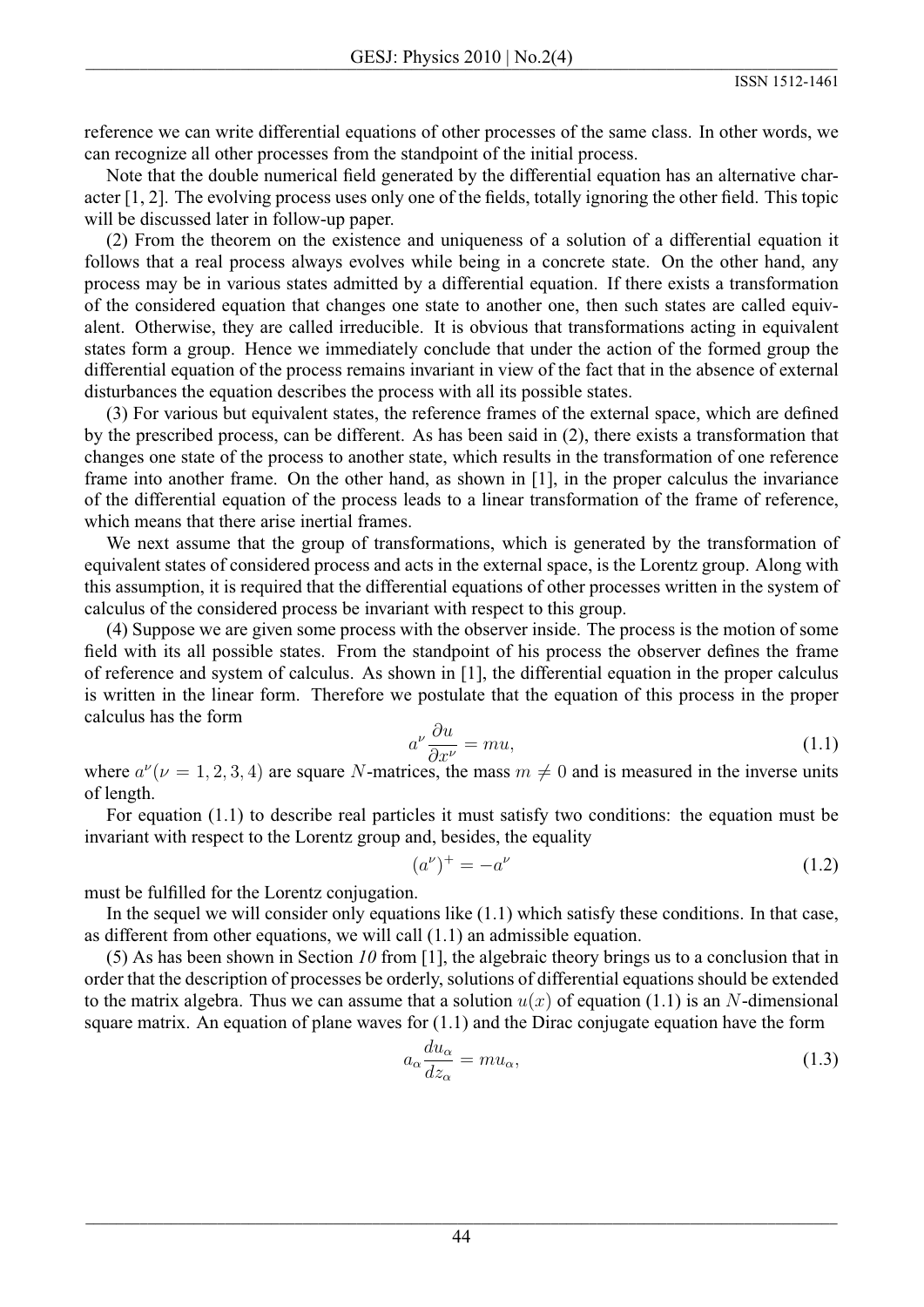reference we can write differential equations of other processes of the same class. In other words, we can recognize all other processes from the standpoint of the initial process.

Note that the double numerical field generated by the differential equation has an alternative character [1, 2]. The evolving process uses only one of the fields, totally ignoring the other field. This topic will be discussed later in follow-up paper.

(2) From the theorem on the existence and uniqueness of a solution of a differential equation it follows that a real process always evolves while being in a concrete state. On the other hand, any process may be in various states admitted by a differential equation. If there exists a transformation of the considered equation that changes one state to another one, then such states are called equivalent. Otherwise, they are called irreducible. It is obvious that transformations acting in equivalent states form a group. Hence we immediately conclude that under the action of the formed group the differential equation of the process remains invariant in view of the fact that in the absence of external disturbances the equation describes the process with all its possible states.

(3) For various but equivalent states, the reference frames of the external space, which are defined by the prescribed process, can be different. As has been said in (2), there exists a transformation that changes one state of the process to another state, which results in the transformation of one reference frame into another frame. On the other hand, as shown in [1], in the proper calculus the invariance of the differential equation of the process leads to a linear transformation of the frame of reference, which means that there arise inertial frames.

We next assume that the group of transformations, which is generated by the transformation of equivalent states of considered process and acts in the external space, is the Lorentz group. Along with this assumption, it is required that the differential equations of other processes written in the system of calculus of the considered process be invariant with respect to this group.

(4) Suppose we are given some process with the observer inside. The process is the motion of some field with its all possible states. From the standpoint of his process the observer defines the frame of reference and system of calculus. As shown in [1], the differential equation in the proper calculus is written in the linear form. Therefore we postulate that the equation of this process in the proper calculus has the form

$$a^{\nu}\frac{\partial u}{\partial x^{\nu}} = mu, \tag{1.1}$$

where $a^{\nu}(\nu = 1, 2, 3, 4)$ are square $N$-matrices, the mass $m \neq 0$ and is measured in the inverse units of length.

For equation (1.1) to describe real particles it must satisfy two conditions: the equation must be invariant with respect to the Lorentz group and, besides, the equality

$$(a^{\nu})^{+} = -a^{\nu} \tag{1.2}$$

must be fulfilled for the Lorentz conjugation.

In the sequel we will consider only equations like (1.1) which satisfy these conditions. In that case, as different from other equations, we will call (1.1) an admissible equation.

(5) As has been shown in Section *10* from [1], the algebraic theory brings us to a conclusion that in order that the description of processes be orderly, solutions of differential equations should be extended to the matrix algebra. Thus we can assume that a solution $u(x)$ of equation (1.1) is an $N$-dimensional square matrix. An equation of plane waves for (1.1) and the Dirac conjugate equation have the form

$$a_{\alpha}\frac{du_{\alpha}}{dz_{\alpha}} = mu_{\alpha}, \tag{1.3}$$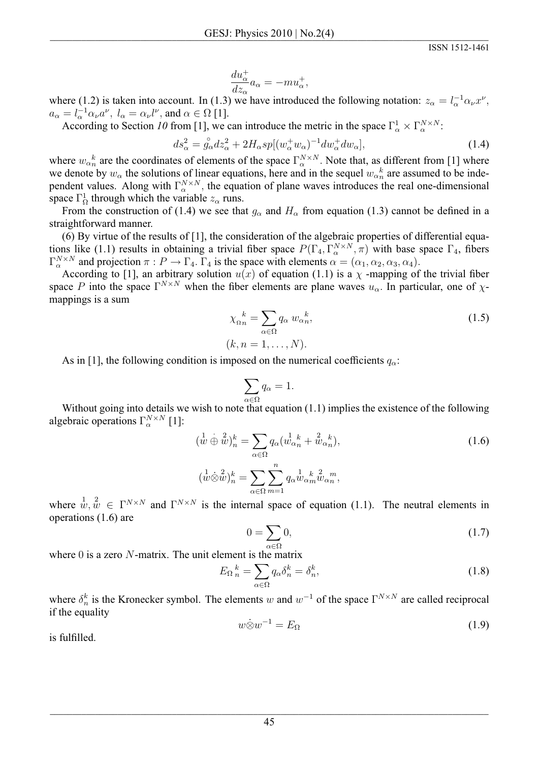$$\frac{du_{\alpha}^{+}}{dz_{\alpha}}a_{\alpha} = -mu_{\alpha}^{+},$$

where (1.2) is taken into account. In (1.3) we have introduced the following notation: $z_{\alpha} = l_{\alpha}^{-1}\alpha_{\nu}x^{\nu}$, $a_{\alpha} = l_{\alpha}^{-1}\alpha_{\nu}a^{\nu}$, $l_{\alpha} = \alpha_{\nu}l^{\nu}$, and $\alpha \in \Omega$ [1].

According to Section *10* from [1], we can introduce the metric in the space $\Gamma_{\alpha}^{1} \times \Gamma_{\alpha}^{N\times N}$:

$$ds_{\alpha}^{2} = \overset{\circ}{g}_{\alpha}dz_{\alpha}^{2} + 2H_{\alpha}sp[(w_{\alpha}^{+}w_{\alpha})^{-1}dw_{\alpha}^{+}dw_{\alpha}], \tag{1.4}$$

where ${w_{\alpha}}_{n}^{k}$ are the coordinates of elements of the space $\Gamma_{\alpha}^{N\times N}$. Note that, as different from [1] where we denote by $w_{\alpha}$ the solutions of linear equations, here and in the sequel ${w_{\alpha}}_{n}^{k}$ are assumed to be independent values. Along with $\Gamma_{\alpha}^{N\times N}$, the equation of plane waves introduces the real one-dimensional space $\Gamma_{\Omega}^{1}$ through which the variable $z_{\alpha}$ runs.

From the construction of (1.4) we see that $g_{\alpha}$ and $H_{\alpha}$ from equation (1.3) cannot be defined in a straightforward manner.

(6) By virtue of the results of [1], the consideration of the algebraic properties of differential equations like (1.1) results in obtaining a trivial fiber space $P(\Gamma_{4}, \Gamma_{\alpha}^{N\times N}, \pi)$ with base space $\Gamma_{4}$, fibers $\Gamma_{\alpha}^{N\times N}$ and projection $\pi : P \to \Gamma_{4}$. $\Gamma_{4}$ is the space with elements $\alpha = (\alpha_{1}, \alpha_{2}, \alpha_{3}, \alpha_{4})$.

According to [1], an arbitrary solution $u(x)$ of equation (1.1) is a $\chi$ -mapping of the trivial fiber space $P$ into the space $\Gamma^{N\times N}$ when the fiber elements are plane waves $u_{\alpha}$. In particular, one of $\chi$-mappings is a sum

$$\chi_{\Omega}{}_{n}^{k} = \sum_{\alpha\in\Omega} q_{\alpha}\, {w_{\alpha}}_{n}^{k}, \tag{1.5}$$

$$(k, n = 1, \ldots, N).$$

As in [1], the following condition is imposed on the numerical coefficients $q_{\alpha}$:

$$\sum_{\alpha\in\Omega} q_{\alpha} = 1.$$

Without going into details we wish to note that equation (1.1) implies the existence of the following algebraic operations $\Gamma_{\alpha}^{N\times N}$ [1]:

$$(\overset{1}{w} \dot{\oplus} \overset{2}{w})_{n}^{k} = \sum_{\alpha\in\Omega} q_{\alpha}({\overset{1}{w}_{\alpha}}{}_{n}^{k} + {\overset{2}{w}_{\alpha}}{}_{n}^{k}), \tag{1.6}$$

$$(\overset{1}{w} \dot{\otimes} \overset{2}{w})_{n}^{k} = \sum_{\alpha\in\Omega}\sum_{m=1}^{n} q_{\alpha}{\overset{1}{w}_{\alpha}}{}_{m}^{k}{\overset{2}{w}_{\alpha}}{}_{n}^{m},$$

where $\overset{1}{w}, \overset{2}{w} \in \Gamma^{N\times N}$ and $\Gamma^{N\times N}$ is the internal space of equation (1.1). The neutral elements in operations (1.6) are

$$0 = \sum_{\alpha\in\Omega} 0, \tag{1.7}$$

where $0$ is a zero $N$-matrix. The unit element is the matrix

$$E_{\Omega}{}_{n}^{k} = \sum_{\alpha\in\Omega} q_{\alpha}\delta_{n}^{k} = \delta_{n}^{k}, \tag{1.8}$$

where $\delta_{n}^{k}$ is the Kronecker symbol. The elements $w$ and $w^{-1}$ of the space $\Gamma^{N\times N}$ are called reciprocal if the equality

$$w \dot{\otimes} w^{-1} = E_{\Omega} \tag{1.9}$$

is fulfilled.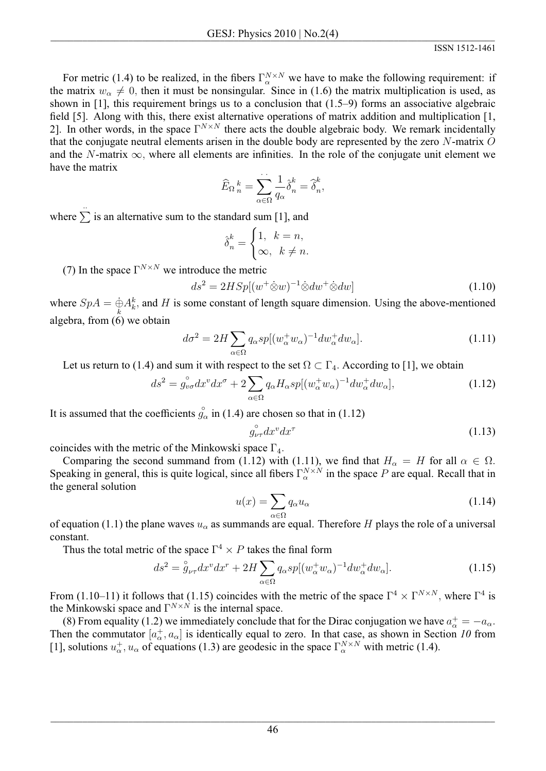For metric (1.4) to be realized, in the fibers $\Gamma_\alpha^{N\times N}$ we have to make the following requirement: if the matrix $w_\alpha \neq 0$, then it must be nonsingular. Since in (1.6) the matrix multiplication is used, as shown in [1], this requirement brings us to a conclusion that (1.5–9) forms an associative algebraic field [5]. Along with this, there exist alternative operations of matrix addition and multiplication [1, 2]. In other words, in the space $\Gamma^{N\times N}$ there acts the double algebraic body. We remark incidentally that the conjugate neutral elements arisen in the double body are represented by the zero $N$-matrix $O$ and the $N$-matrix $\infty$, where all elements are infinities. In the role of the conjugate unit element we have the matrix

$$\widehat{E}_{\Omega}{}^{k}_{n} = \ddot{\sum_{\alpha\in\Omega}} \frac{1}{q_\alpha}\hat{\delta}^k_n = \widehat{\delta}^k_n,$$

where $\ddot{\sum}$ is an alternative sum to the standard sum [1], and

$$\hat{\delta}^k_n = \begin{cases} 1, & k = n, \\ \infty, & k \neq n. \end{cases}$$

(7) In the space $\Gamma^{N\times N}$ we introduce the metric

$$ds^2 = 2HSp[(w^+\dot{\otimes}w)^{-1}\dot{\otimes}dw^+\dot{\otimes}dw] \tag{1.10}$$

where $SpA = \underset{k}{\dot{\oplus}} A^k_k$, and $H$ is some constant of length square dimension. Using the above-mentioned algebra, from (6) we obtain

$$d\sigma^2 = 2H\sum_{\alpha\in\Omega} q_\alpha sp[(w_\alpha^+ w_\alpha)^{-1} dw_\alpha^+ dw_\alpha]. \tag{1.11}$$

Let us return to (1.4) and sum it with respect to the set $\Omega \subset \Gamma_4$. According to [1], we obtain

$$ds^2 = \overset{\circ}{g}_{v\sigma} dx^v dx^\sigma + 2\sum_{\alpha\in\Omega} q_\alpha H_\alpha sp[(w_\alpha^+ w_\alpha)^{-1} dw_\alpha^+ dw_\alpha], \tag{1.12}$$

It is assumed that the coefficients $\overset{\circ}{g}_\alpha$ in (1.4) are chosen so that in (1.12)

$$\overset{\circ}{g}_{\nu\tau} dx^v dx^\tau \tag{1.13}$$

coincides with the metric of the Minkowski space $\Gamma_4$.

Comparing the second summand from (1.12) with (1.11), we find that $H_\alpha = H$ for all $\alpha \in \Omega$. Speaking in general, this is quite logical, since all fibers $\Gamma_\alpha^{N\times N}$ in the space $P$ are equal. Recall that in the general solution

$$u(x) = \sum_{\alpha\in\Omega} q_\alpha u_\alpha \tag{1.14}$$

of equation (1.1) the plane waves $u_\alpha$ as summands are equal. Therefore $H$ plays the role of a universal constant.

Thus the total metric of the space $\Gamma^4 \times P$ takes the final form

$$ds^2 = \overset{\circ}{g}_{\nu\tau} dx^v dx^r + 2H\sum_{\alpha\in\Omega} q_\alpha sp[(w_\alpha^+ w_\alpha)^{-1} dw_\alpha^+ dw_\alpha]. \tag{1.15}$$

From (1.10–11) it follows that (1.15) coincides with the metric of the space $\Gamma^4 \times \Gamma^{N\times N}$, where $\Gamma^4$ is the Minkowski space and $\Gamma^{N\times N}$ is the internal space.

(8) From equality (1.2) we immediately conclude that for the Dirac conjugation we have $a_\alpha^+ = -a_\alpha$. Then the commutator $[a_\alpha^+, a_\alpha]$ is identically equal to zero. In that case, as shown in Section *10* from [1], solutions $u_\alpha^+, u_\alpha$ of equations (1.3) are geodesic in the space $\Gamma_\alpha^{N\times N}$ with metric (1.4).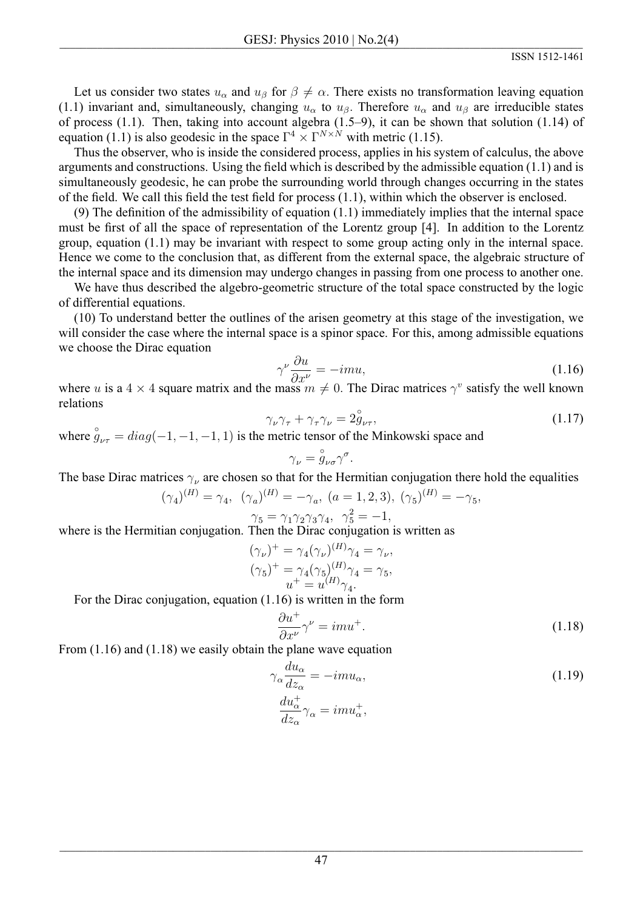Let us consider two states $u_\alpha$ and $u_\beta$ for $\beta \neq \alpha$. There exists no transformation leaving equation (1.1) invariant and, simultaneously, changing $u_\alpha$ to $u_\beta$. Therefore $u_\alpha$ and $u_\beta$ are irreducible states of process (1.1). Then, taking into account algebra (1.5–9), it can be shown that solution (1.14) of equation (1.1) is also geodesic in the space $\Gamma^4 \times \Gamma^{N\times N}$ with metric (1.15).

Thus the observer, who is inside the considered process, applies in his system of calculus, the above arguments and constructions. Using the field which is described by the admissible equation (1.1) and is simultaneously geodesic, he can probe the surrounding world through changes occurring in the states of the field. We call this field the test field for process (1.1), within which the observer is enclosed.

(9) The definition of the admissibility of equation (1.1) immediately implies that the internal space must be first of all the space of representation of the Lorentz group [4]. In addition to the Lorentz group, equation (1.1) may be invariant with respect to some group acting only in the internal space. Hence we come to the conclusion that, as different from the external space, the algebraic structure of the internal space and its dimension may undergo changes in passing from one process to another one.

We have thus described the algebro-geometric structure of the total space constructed by the logic of differential equations.

(10) To understand better the outlines of the arisen geometry at this stage of the investigation, we will consider the case where the internal space is a spinor space. For this, among admissible equations we choose the Dirac equation

$$\gamma^\nu \frac{\partial u}{\partial x^\nu} = -imu, \tag{1.16}$$

where $u$ is a $4 \times 4$ square matrix and the mass $m \neq 0$. The Dirac matrices $\gamma^v$ satisfy the well known relations

$$\gamma_\nu \gamma_\tau + \gamma_\tau \gamma_\nu = 2\overset{\circ}{g}_{\nu\tau}, \tag{1.17}$$

where $\overset{\circ}{g}_{\nu\tau} = diag(-1,-1,-1,1)$ is the metric tensor of the Minkowski space and

$$\gamma_\nu = \overset{\circ}{g}_{\nu\sigma}\gamma^\sigma.$$

The base Dirac matrices $\gamma_\nu$ are chosen so that for the Hermitian conjugation there hold the equalities

$$(\gamma_4)^{(H)} = \gamma_4, \ \ (\gamma_a)^{(H)} = -\gamma_a, \ (a = 1,2,3), \ (\gamma_5)^{(H)} = -\gamma_5,$$

$$\gamma_5 = \gamma_1\gamma_2\gamma_3\gamma_4, \ \ \gamma_5^2 = -1,$$

where is the Hermitian conjugation. Then the Dirac conjugation is written as

$$(\gamma_\nu)^+ = \gamma_4(\gamma_\nu)^{(H)}\gamma_4 = \gamma_\nu,$$
$$(\gamma_5)^+ = \gamma_4(\gamma_5)^{(H)}\gamma_4 = \gamma_5,$$
$$u^+ = u^{(H)}\gamma_4.$$

For the Dirac conjugation, equation (1.16) is written in the form

$$\frac{\partial u^+}{\partial x^\nu}\gamma^\nu = imu^+. \tag{1.18}$$

From (1.16) and (1.18) we easily obtain the plane wave equation

$$\gamma_\alpha \frac{du_\alpha}{dz_\alpha} = -imu_\alpha, \tag{1.19}$$
$$\frac{du_\alpha^+}{dz_\alpha}\gamma_\alpha = imu_\alpha^+,$$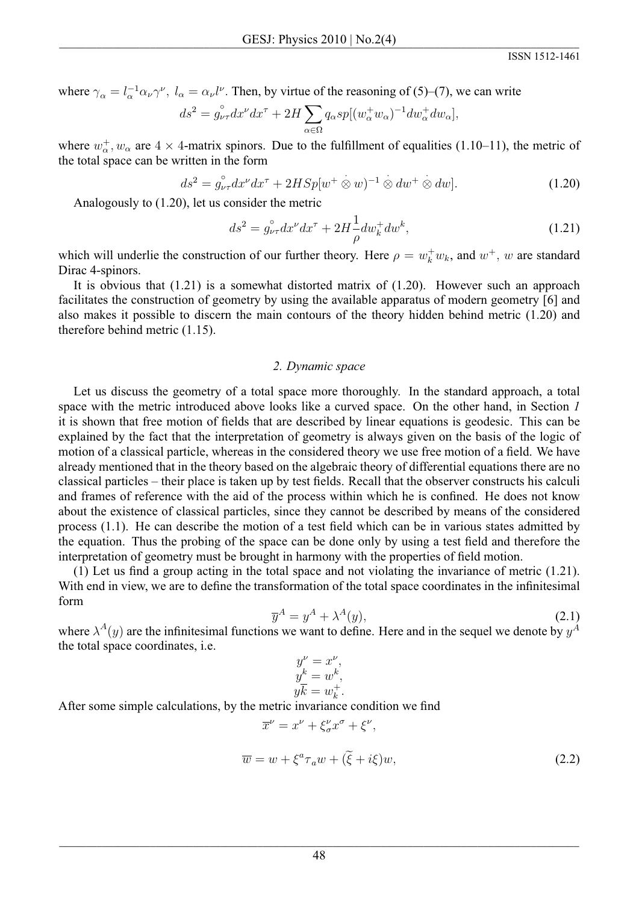where $\gamma_\alpha = l_\alpha^{-1}\alpha_\nu\gamma^\nu,\ l_\alpha = \alpha_\nu l^\nu$. Then, by virtue of the reasoning of (5)–(7), we can write

$$ds^2 = \overset{\circ}{g}_{\nu\tau}dx^\nu dx^\tau + 2H\sum_{\alpha\in\Omega} q_\alpha sp[(w_\alpha^+ w_\alpha)^{-1}dw_\alpha^+ dw_\alpha],$$

where $w_\alpha^+, w_\alpha$ are $4\times 4$-matrix spinors. Due to the fulfillment of equalities (1.10–11), the metric of the total space can be written in the form

$$ds^2 = \overset{\circ}{g}_{\nu\tau}dx^\nu dx^\tau + 2HSp[w^+ \dot{\otimes}\, w)^{-1} \dot{\otimes}\, dw^+ \dot{\otimes}\, dw]. \tag{1.20}$$

Analogously to (1.20), let us consider the metric

$$ds^2 = \overset{\circ}{g}_{\nu\tau}dx^\nu dx^\tau + 2H\frac{1}{\rho}dw_k^+ dw^k, \tag{1.21}$$

which will underlie the construction of our further theory. Here $\rho = w_k^+ w_k$, and $w^+$, $w$ are standard Dirac 4-spinors.

It is obvious that (1.21) is a somewhat distorted matrix of (1.20). However such an approach facilitates the construction of geometry by using the available apparatus of modern geometry [6] and also makes it possible to discern the main contours of the theory hidden behind metric (1.20) and therefore behind metric (1.15).

## *2. Dynamic space*

Let us discuss the geometry of a total space more thoroughly. In the standard approach, a total space with the metric introduced above looks like a curved space. On the other hand, in Section *1* it is shown that free motion of fields that are described by linear equations is geodesic. This can be explained by the fact that the interpretation of geometry is always given on the basis of the logic of motion of a classical particle, whereas in the considered theory we use free motion of a field. We have already mentioned that in the theory based on the algebraic theory of differential equations there are no classical particles – their place is taken up by test fields. Recall that the observer constructs his calculi and frames of reference with the aid of the process within which he is confined. He does not know about the existence of classical particles, since they cannot be described by means of the considered process (1.1). He can describe the motion of a test field which can be in various states admitted by the equation. Thus the probing of the space can be done only by using a test field and therefore the interpretation of geometry must be brought in harmony with the properties of field motion.

(1) Let us find a group acting in the total space and not violating the invariance of metric (1.21). With end in view, we are to define the transformation of the total space coordinates in the infinitesimal form

$$\overline{y}^A = y^A + \lambda^A(y), \tag{2.1}$$

where $\lambda^A(y)$ are the infinitesimal functions we want to define. Here and in the sequel we denote by $y^A$ the total space coordinates, i.e.

$$y^\nu = x^\nu,$$
$$y^k = w^k,$$
$$y\overline{k} = w_k^+.$$

After some simple calculations, by the metric invariance condition we find

$$\overline{x}^\nu = x^\nu + \xi_\sigma^\nu x^\sigma + \xi^\nu,$$

$$\overline{w} = w + \xi^a\tau_a w + (\widetilde{\xi} + i\xi)w, \tag{2.2}$$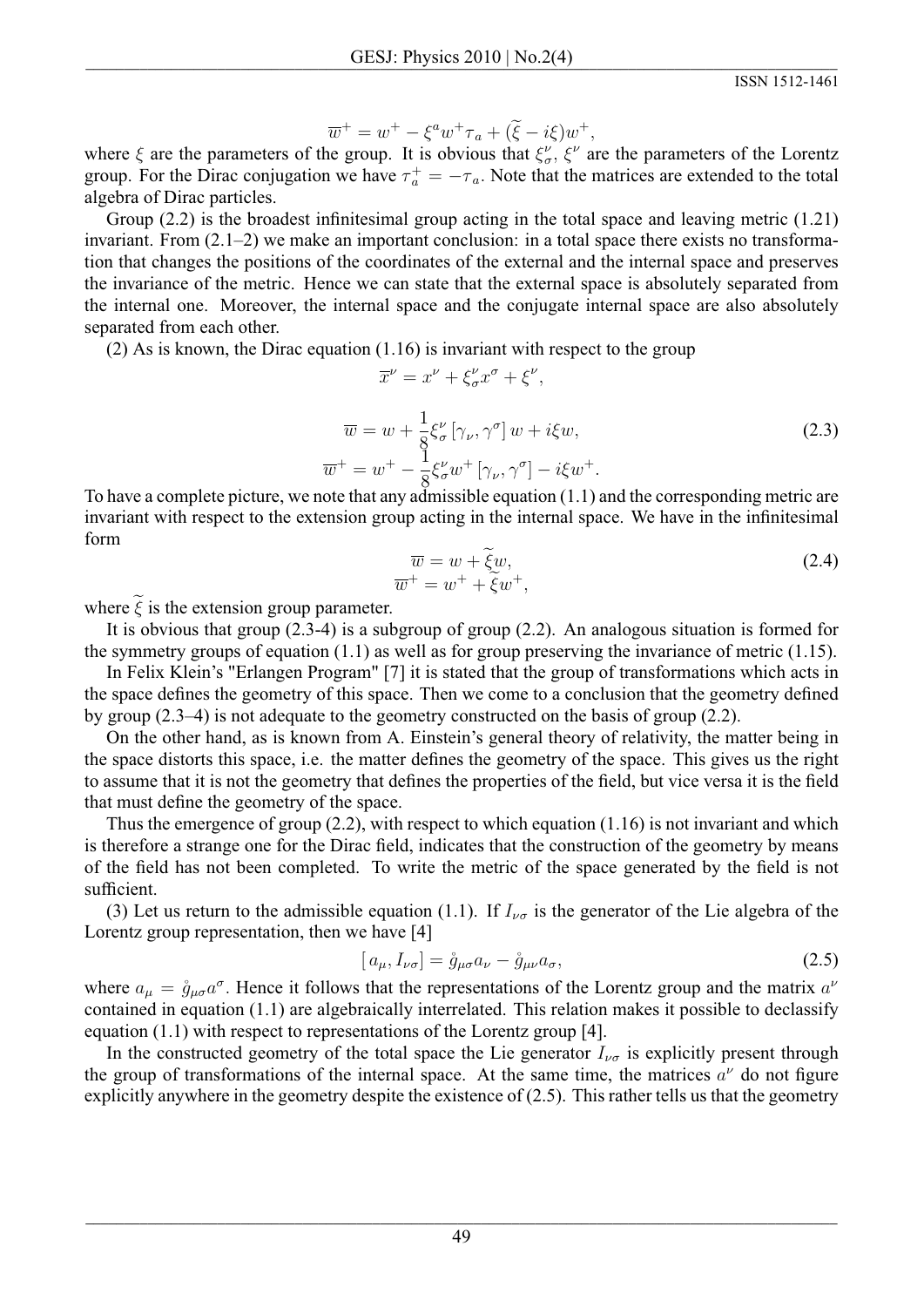$$\overline{w}^+ = w^+ - \xi^a w^+ \tau_a + (\widetilde{\xi} - i\xi) w^+,$$

where $\xi$ are the parameters of the group. It is obvious that $\xi^\nu_\sigma$, $\xi^\nu$ are the parameters of the Lorentz group. For the Dirac conjugation we have $\tau^+_a = -\tau_a$. Note that the matrices are extended to the total algebra of Dirac particles.

Group (2.2) is the broadest infinitesimal group acting in the total space and leaving metric (1.21) invariant. From (2.1–2) we make an important conclusion: in a total space there exists no transformation that changes the positions of the coordinates of the external and the internal space and preserves the invariance of the metric. Hence we can state that the external space is absolutely separated from the internal one. Moreover, the internal space and the conjugate internal space are also absolutely separated from each other.

(2) As is known, the Dirac equation (1.16) is invariant with respect to the group

$$\overline{x}^\nu = x^\nu + \xi^\nu_\sigma x^\sigma + \xi^\nu,$$

$$\overline{w} = w + \frac{1}{8}\xi^\nu_\sigma \left[\gamma_\nu, \gamma^\sigma\right] w + i\xi w, \tag{2.3}$$
$$\overline{w}^+ = w^+ - \frac{1}{8}\xi^\nu_\sigma w^+ \left[\gamma_\nu, \gamma^\sigma\right] - i\xi w^+.$$

To have a complete picture, we note that any admissible equation (1.1) and the corresponding metric are invariant with respect to the extension group acting in the internal space. We have in the infinitesimal form

$$\overline{w} = w + \widetilde{\xi} w, \tag{2.4}$$
$$\overline{w}^+ = w^+ + \widetilde{\xi} w^+,$$

where $\widetilde{\xi}$ is the extension group parameter.

It is obvious that group (2.3-4) is a subgroup of group (2.2). An analogous situation is formed for the symmetry groups of equation (1.1) as well as for group preserving the invariance of metric (1.15).

In Felix Klein's "Erlangen Program" [7] it is stated that the group of transformations which acts in the space defines the geometry of this space. Then we come to a conclusion that the geometry defined by group (2.3–4) is not adequate to the geometry constructed on the basis of group (2.2).

On the other hand, as is known from A. Einstein's general theory of relativity, the matter being in the space distorts this space, i.e. the matter defines the geometry of the space. This gives us the right to assume that it is not the geometry that defines the properties of the field, but vice versa it is the field that must define the geometry of the space.

Thus the emergence of group (2.2), with respect to which equation (1.16) is not invariant and which is therefore a strange one for the Dirac field, indicates that the construction of the geometry by means of the field has not been completed. To write the metric of the space generated by the field is not sufficient.

(3) Let us return to the admissible equation (1.1). If $I_{\nu\sigma}$ is the generator of the Lie algebra of the Lorentz group representation, then we have [4]

$$\left[\, a_\mu, I_{\nu\sigma}\right] = \mathring{g}_{\mu\sigma} a_\nu - \mathring{g}_{\mu\nu} a_\sigma, \tag{2.5}$$

where $a_\mu = \mathring{g}_{\mu\sigma} a^\sigma$. Hence it follows that the representations of the Lorentz group and the matrix $a^\nu$ contained in equation (1.1) are algebraically interrelated. This relation makes it possible to declassify equation (1.1) with respect to representations of the Lorentz group [4].

In the constructed geometry of the total space the Lie generator $I_{\nu\sigma}$ is explicitly present through the group of transformations of the internal space. At the same time, the matrices $a^\nu$ do not figure explicitly anywhere in the geometry despite the existence of (2.5). This rather tells us that the geometry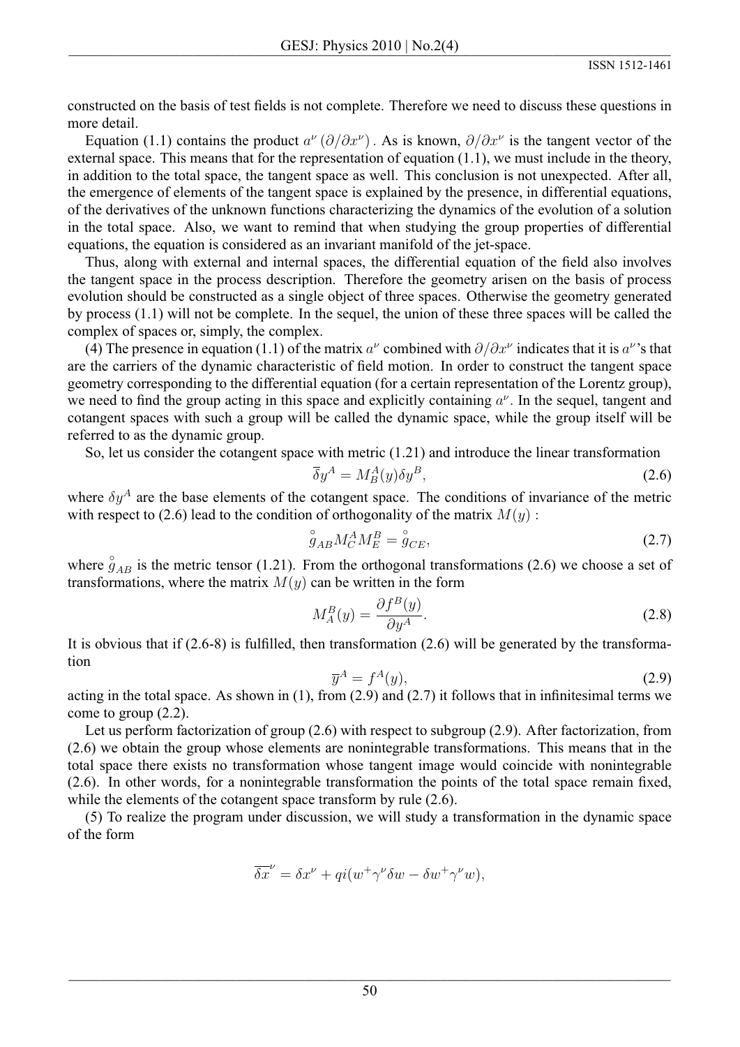constructed on the basis of test fields is not complete. Therefore we need to discuss these questions in more detail.

Equation (1.1) contains the product $a^\nu\left(\partial/\partial x^\nu\right)$. As is known, $\partial/\partial x^\nu$ is the tangent vector of the external space. This means that for the representation of equation (1.1), we must include in the theory, in addition to the total space, the tangent space as well. This conclusion is not unexpected. After all, the emergence of elements of the tangent space is explained by the presence, in differential equations, of the derivatives of the unknown functions characterizing the dynamics of the evolution of a solution in the total space. Also, we want to remind that when studying the group properties of differential equations, the equation is considered as an invariant manifold of the jet-space.

Thus, along with external and internal spaces, the differential equation of the field also involves the tangent space in the process description. Therefore the geometry arisen on the basis of process evolution should be constructed as a single object of three spaces. Otherwise the geometry generated by process (1.1) will not be complete. In the sequel, the union of these three spaces will be called the complex of spaces or, simply, the complex.

(4) The presence in equation (1.1) of the matrix $a^\nu$ combined with $\partial/\partial x^\nu$ indicates that it is $a^\nu$'s that are the carriers of the dynamic characteristic of field motion. In order to construct the tangent space geometry corresponding to the differential equation (for a certain representation of the Lorentz group), we need to find the group acting in this space and explicitly containing $a^\nu$. In the sequel, tangent and cotangent spaces with such a group will be called the dynamic space, while the group itself will be referred to as the dynamic group.

So, let us consider the cotangent space with metric (1.21) and introduce the linear transformation

$$\overline{\delta} y^A = M^A_B(y)\delta y^B, \tag{2.6}$$

where $\delta y^A$ are the base elements of the cotangent space. The conditions of invariance of the metric with respect to (2.6) lead to the condition of orthogonality of the matrix $M(y)$ :

$$\overset{\circ}{g}_{AB} M^A_C M^B_E = \overset{\circ}{g}_{CE}, \tag{2.7}$$

where $\overset{\circ}{g}_{AB}$ is the metric tensor (1.21). From the orthogonal transformations (2.6) we choose a set of transformations, where the matrix $M(y)$ can be written in the form

$$M^B_A(y) = \frac{\partial f^B(y)}{\partial y^A}. \tag{2.8}$$

It is obvious that if (2.6-8) is fulfilled, then transformation (2.6) will be generated by the transformation

$$\overline{y}^A = f^A(y), \tag{2.9}$$

acting in the total space. As shown in (1), from (2.9) and (2.7) it follows that in infinitesimal terms we come to group (2.2).

Let us perform factorization of group (2.6) with respect to subgroup (2.9). After factorization, from (2.6) we obtain the group whose elements are nonintegrable transformations. This means that in the total space there exists no transformation whose tangent image would coincide with nonintegrable (2.6). In other words, for a nonintegrable transformation the points of the total space remain fixed, while the elements of the cotangent space transform by rule (2.6).

(5) To realize the program under discussion, we will study a transformation in the dynamic space of the form

$$\overline{\delta x}^\nu = \delta x^\nu + qi(w^+\gamma^\nu\delta w - \delta w^+\gamma^\nu w),$$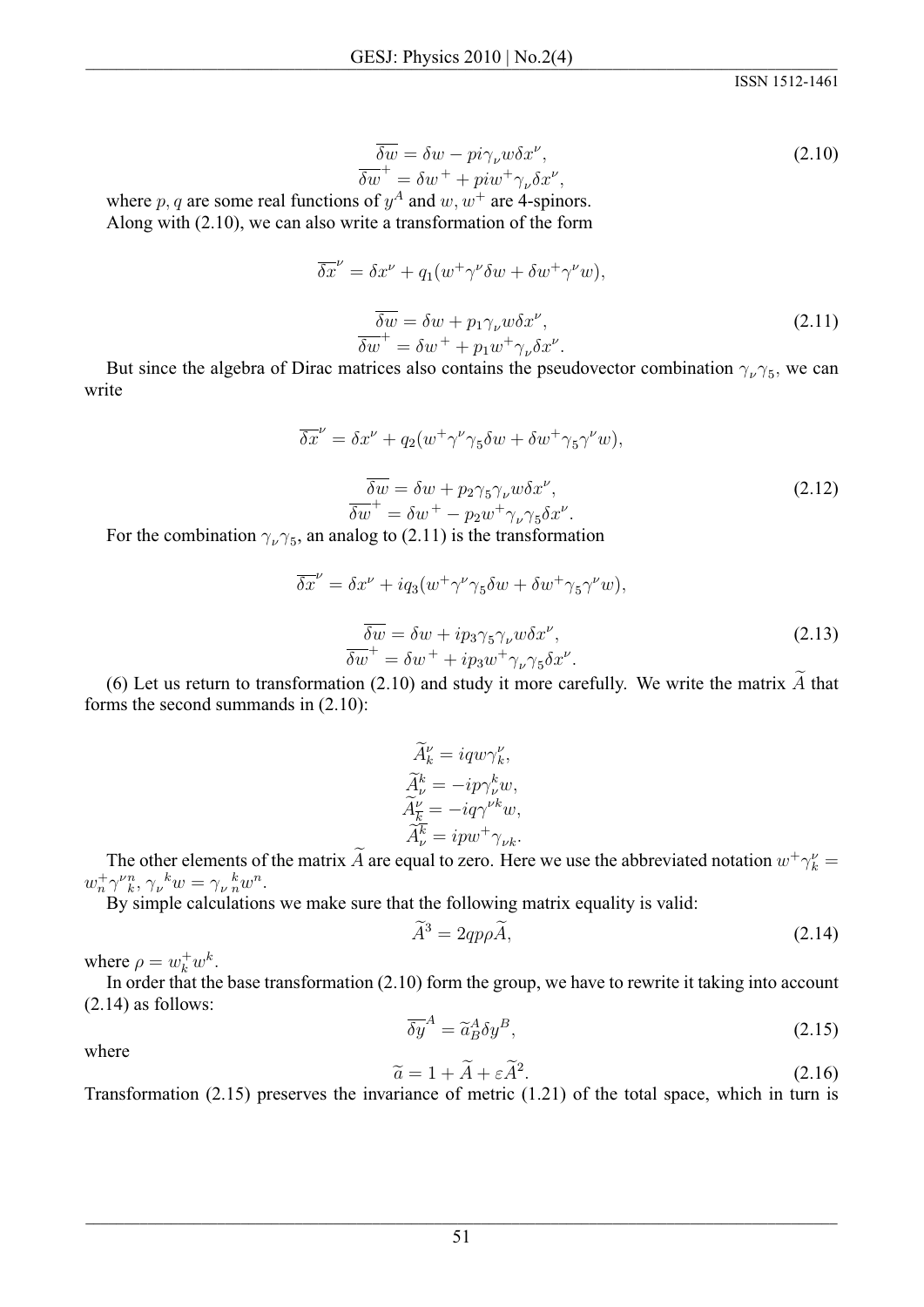$$
\begin{aligned}
\overline{\delta w} &= \delta w - pi\gamma_\nu w \delta x^\nu, \\
\overline{\delta w}^+ &= \delta w^+ + piw^+\gamma_\nu \delta x^\nu,
\end{aligned}
\tag{2.10}
$$

where $p, q$ are some real functions of $y^A$ and $w, w^+$ are 4-spinors.

Along with (2.10), we can also write a transformation of the form

$$
\overline{\delta x}^\nu = \delta x^\nu + q_1(w^+\gamma^\nu \delta w + \delta w^+\gamma^\nu w),
$$

$$
\begin{aligned}
\overline{\delta w} &= \delta w + p_1\gamma_\nu w \delta x^\nu, \\
\overline{\delta w}^+ &= \delta w^+ + p_1 w^+\gamma_\nu \delta x^\nu.
\end{aligned}
\tag{2.11}
$$

But since the algebra of Dirac matrices also contains the pseudovector combination $\gamma_\nu\gamma_5$, we can write

$$
\overline{\delta x}^\nu = \delta x^\nu + q_2(w^+\gamma^\nu\gamma_5 \delta w + \delta w^+\gamma_5\gamma^\nu w),
$$

$$
\begin{aligned}
\overline{\delta w} &= \delta w + p_2\gamma_5\gamma_\nu w \delta x^\nu, \\
\overline{\delta w}^+ &= \delta w^+ - p_2 w^+\gamma_\nu\gamma_5 \delta x^\nu.
\end{aligned}
\tag{2.12}
$$

For the combination $\gamma_\nu\gamma_5$, an analog to (2.11) is the transformation

$$
\overline{\delta x}^\nu = \delta x^\nu + iq_3(w^+\gamma^\nu\gamma_5 \delta w + \delta w^+\gamma_5\gamma^\nu w),
$$

$$
\begin{aligned}
\overline{\delta w} &= \delta w + ip_3\gamma_5\gamma_\nu w \delta x^\nu, \\
\overline{\delta w}^+ &= \delta w^+ + ip_3 w^+\gamma_\nu\gamma_5 \delta x^\nu.
\end{aligned}
\tag{2.13}
$$

(6) Let us return to transformation (2.10) and study it more carefully. We write the matrix $\widetilde{A}$ that forms the second summands in (2.10):

$$
\begin{aligned}
\widetilde{A}^\nu_k &= iqw\gamma^\nu_k, \\
\widetilde{A}^k_\nu &= -ip\gamma^k_\nu w, \\
\widetilde{A}^\nu_{\overline{k}} &= -iq\gamma^{\nu k} w, \\
\widetilde{A}^{\overline{k}}_\nu &= ipw^+\gamma_{\nu k}.
\end{aligned}
$$

The other elements of the matrix $\widetilde{A}$ are equal to zero. Here we use the abbreviated notation $w^+\gamma^\nu_k = w^+_n\gamma^{\nu n}{}_k$, $\gamma_\nu{}^k w = \gamma_\nu{}^k{}_n w^n$.

By simple calculations we make sure that the following matrix equality is valid:

$$
\widetilde{A}^3 = 2qp\rho\widetilde{A},
\tag{2.14}
$$

where $\rho = w^+_k w^k$.

In order that the base transformation (2.10) form the group, we have to rewrite it taking into account (2.14) as follows:

$$
\overline{\delta y}^A = \widetilde{a}^A_B \delta y^B,
\tag{2.15}
$$

where

$$
\widetilde{a} = 1 + \widetilde{A} + \varepsilon\widetilde{A}^2.
\tag{2.16}
$$

Transformation (2.15) preserves the invariance of metric (1.21) of the total space, which in turn is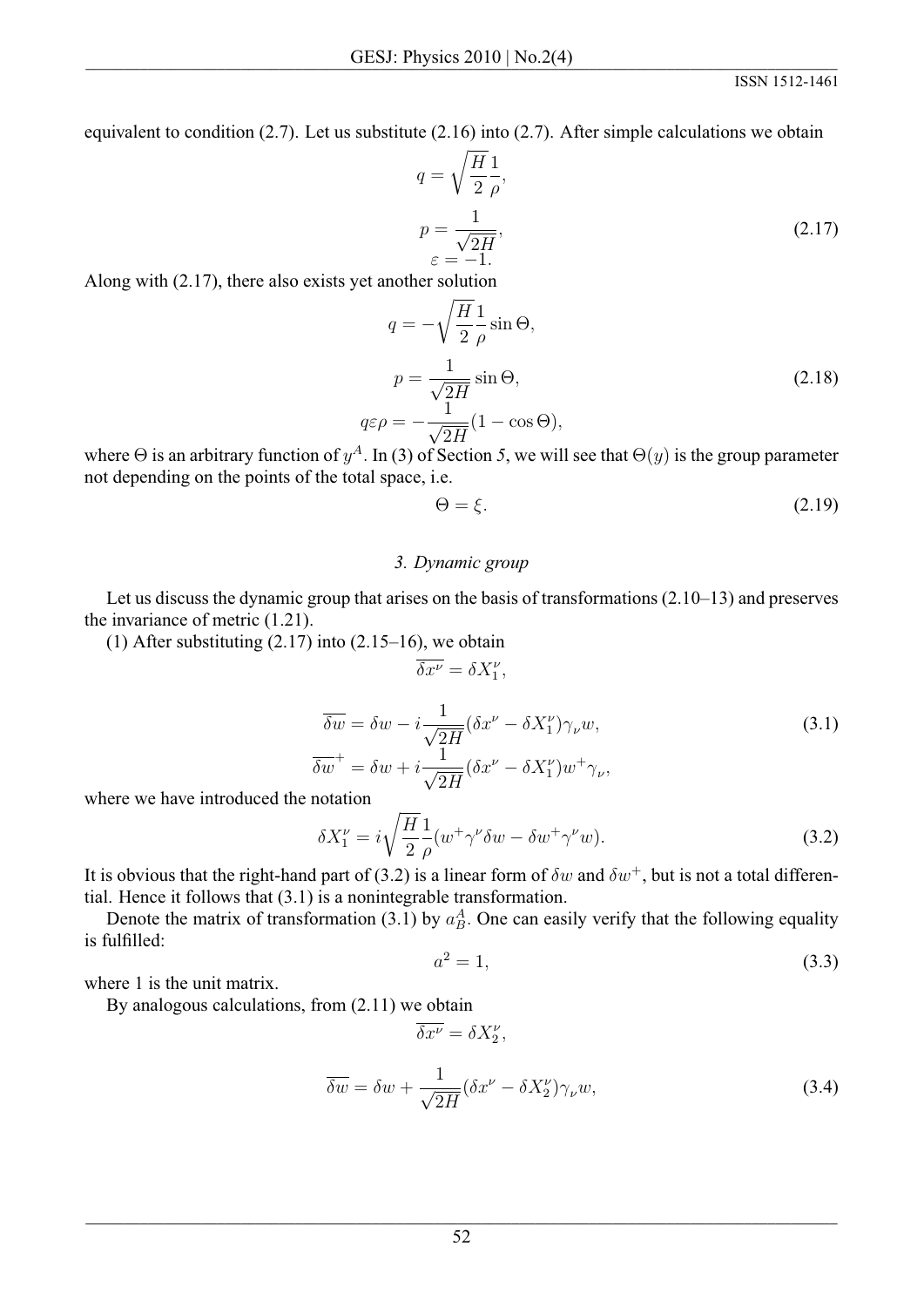equivalent to condition (2.7). Let us substitute (2.16) into (2.7). After simple calculations we obtain

$$
\begin{aligned}
q &= \sqrt{\frac{H}{2}}\frac{1}{\rho}, \\
p &= \frac{1}{\sqrt{2H}}, \\
\varepsilon &= -1.
\end{aligned}
\tag{2.17}
$$

Along with (2.17), there also exists yet another solution

$$
\begin{aligned}
q &= -\sqrt{\frac{H}{2}}\frac{1}{\rho}\sin\Theta, \\
p &= \frac{1}{\sqrt{2H}}\sin\Theta, \\
q\varepsilon\rho &= -\frac{1}{\sqrt{2H}}(1-\cos\Theta),
\end{aligned}
\tag{2.18}
$$

where $\Theta$ is an arbitrary function of $y^A$. In (3) of Section 5, we will see that $\Theta(y)$ is the group parameter not depending on the points of the total space, i.e.

$$
\Theta = \xi. \tag{2.19}
$$

### *3. Dynamic group*

Let us discuss the dynamic group that arises on the basis of transformations (2.10–13) and preserves the invariance of metric (1.21).

(1) After substituting (2.17) into (2.15–16), we obtain

$$
\begin{aligned}
\overline{\delta x^\nu} &= \delta X_1^\nu, \\
\overline{\delta w} &= \delta w - i\frac{1}{\sqrt{2H}}(\delta x^\nu - \delta X_1^\nu)\gamma_\nu w, \\
\overline{\delta w}^+ &= \delta w + i\frac{1}{\sqrt{2H}}(\delta x^\nu - \delta X_1^\nu)w^+\gamma_\nu,
\end{aligned}
\tag{3.1}
$$

where we have introduced the notation

$$
\delta X_1^\nu = i\sqrt{\frac{H}{2}}\frac{1}{\rho}(w^+\gamma^\nu\delta w - \delta w^+\gamma^\nu w). \tag{3.2}
$$

It is obvious that the right-hand part of (3.2) is a linear form of $\delta w$ and $\delta w^+$, but is not a total differential. Hence it follows that (3.1) is a nonintegrable transformation.

Denote the matrix of transformation (3.1) by $a_B^A$. One can easily verify that the following equality is fulfilled:

$$
a^2 = 1, \tag{3.3}
$$

where 1 is the unit matrix.

By analogous calculations, from (2.11) we obtain

$$
\begin{aligned}
\overline{\delta x^\nu} &= \delta X_2^\nu, \\
\overline{\delta w} &= \delta w + \frac{1}{\sqrt{2H}}(\delta x^\nu - \delta X_2^\nu)\gamma_\nu w,
\end{aligned}
\tag{3.4}
$$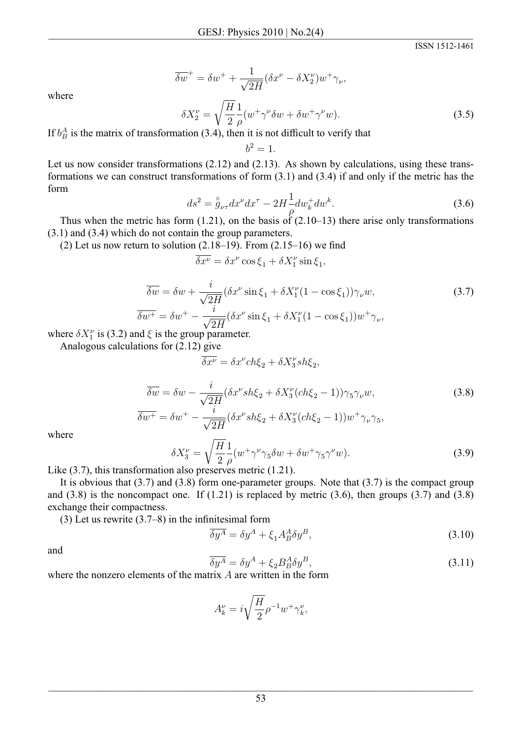$$\overline{\delta w}^{+} = \delta w^{+} + \frac{1}{\sqrt{2H}}(\delta x^{\nu} - \delta X_2^{\nu})w^{+}\gamma_{\nu},$$

where

$$\delta X_2^{\nu} = \sqrt{\frac{H}{2}}\frac{1}{\rho}(w^{+}\gamma^{\nu}\delta w + \delta w^{+}\gamma^{\nu} w). \tag{3.5}$$

If $b_B^A$ is the matrix of transformation (3.4), then it is not difficult to verify that

$$b^2 = 1.$$

Let us now consider transformations (2.12) and (2.13). As shown by calculations, using these transformations we can construct transformations of form (3.1) and (3.4) if and only if the metric has the form

$$ds^2 = \overset{\circ}{g}_{\nu\tau}dx^{\nu}dx^{\tau} - 2H\frac{1}{\rho}dw_k^{+}dw^{k}. \tag{3.6}$$

Thus when the metric has form (1.21), on the basis of (2.10–13) there arise only transformations (3.1) and (3.4) which do not contain the group parameters.

(2) Let us now return to solution (2.18–19). From (2.15–16) we find

$$\overline{\delta x^{\nu}} = \delta x^{\nu}\cos\xi_1 + \delta X_1^{\nu}\sin\xi_1,$$

$$\overline{\delta w} = \delta w + \frac{i}{\sqrt{2H}}(\delta x^{\nu}\sin\xi_1 + \delta X_1^{\nu}(1-\cos\xi_1))\gamma_{\nu} w, \tag{3.7}$$

$$\overline{\delta w^{+}} = \delta w^{+} - \frac{i}{\sqrt{2H}}(\delta x^{\nu}\sin\xi_1 + \delta X_1^{\nu}(1-\cos\xi_1))w^{+}\gamma_{\nu},$$

where $\delta X_1^{\nu}$ is (3.2) and $\xi$ is the group parameter.

Analogous calculations for (2.12) give

$$\overline{\delta x^{\nu}} = \delta x^{\nu} ch\xi_2 + \delta X_3^{\nu} sh\xi_2,$$

$$\overline{\delta w} = \delta w - \frac{i}{\sqrt{2H}}(\delta x^{\nu} sh\xi_2 + \delta X_3^{\nu}(ch\xi_2 - 1))\gamma_5\gamma_{\nu} w, \tag{3.8}$$

$$\overline{\delta w^{+}} = \delta w^{+} - \frac{i}{\sqrt{2H}}(\delta x^{\nu} sh\xi_2 + \delta X_3^{\nu}(ch\xi_2 - 1))w^{+}\gamma_{\nu}\gamma_5,$$

where

$$\delta X_3^{\nu} = \sqrt{\frac{H}{2}}\frac{1}{\rho}(w^{+}\gamma^{\nu}\gamma_5\delta w + \delta w^{+}\gamma_5\gamma^{\nu} w). \tag{3.9}$$

Like (3.7), this transformation also preserves metric (1.21).

It is obvious that (3.7) and (3.8) form one-parameter groups. Note that (3.7) is the compact group and (3.8) is the noncompact one. If (1.21) is replaced by metric (3.6), then groups (3.7) and (3.8) exchange their compactness.

(3) Let us rewrite (3.7–8) in the infinitesimal form

$$\overline{\delta y^{A}} = \delta y^{A} + \xi_1 A_B^A \delta y^{B}, \tag{3.10}$$

and

$$\overline{\delta y^{A}} = \delta y^{A} + \xi_2 B_B^A \delta y^{B}, \tag{3.11}$$

where the nonzero elements of the matrix $A$ are written in the form

$$A_k^{\nu} = i\sqrt{\frac{H}{2}}\rho^{-1}w^{+}\gamma_k^{\nu},$$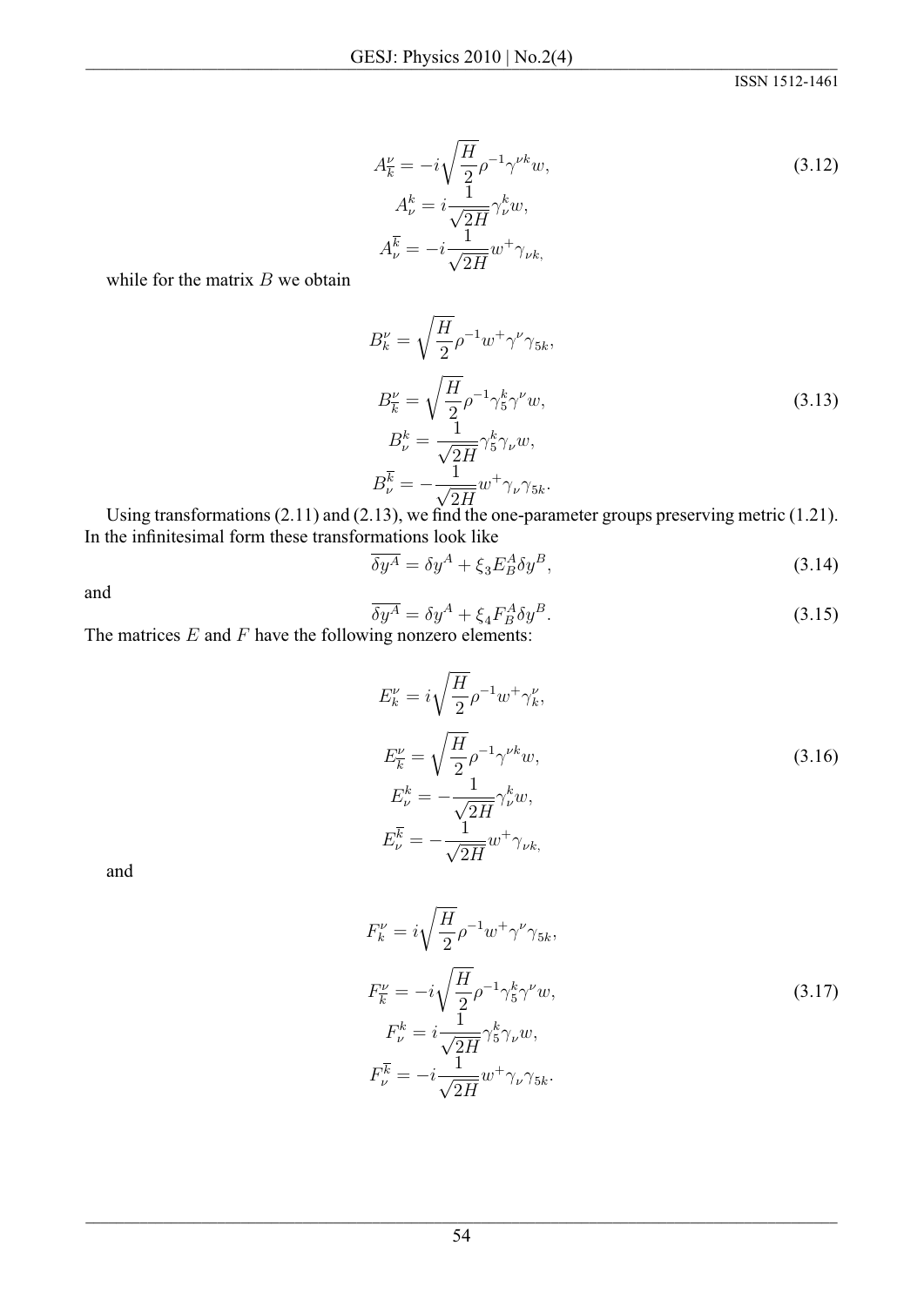$$
\begin{gathered}
A^{\nu}_{\overline{k}} = -i\sqrt{\frac{H}{2}}\rho^{-1}\gamma^{\nu k}w, \\
A^{k}_{\nu} = i\frac{1}{\sqrt{2H}}\gamma^{k}_{\nu}w, \\
A^{\overline{k}}_{\nu} = -i\frac{1}{\sqrt{2H}}w^{+}\gamma_{\nu k,}
\end{gathered}
\tag{3.12}
$$

while for the matrix $B$ we obtain

$$
\begin{gathered}
B^{\nu}_{k} = \sqrt{\frac{H}{2}}\rho^{-1}w^{+}\gamma^{\nu}\gamma_{5k}, \\
B^{\nu}_{\overline{k}} = \sqrt{\frac{H}{2}}\rho^{-1}\gamma^{k}_{5}\gamma^{\nu}w, \\
B^{k}_{\nu} = \frac{1}{\sqrt{2H}}\gamma^{k}_{5}\gamma_{\nu}w, \\
B^{\overline{k}}_{\nu} = -\frac{1}{\sqrt{2H}}w^{+}\gamma_{\nu}\gamma_{5k}.
\end{gathered}
\tag{3.13}
$$

Using transformations (2.11) and (2.13), we find the one-parameter groups preserving metric (1.21). In the infinitesimal form these transformations look like

$$
\overline{\delta y^{A}} = \delta y^{A} + \xi_{3}E^{A}_{B}\delta y^{B},
\tag{3.14}
$$

and

$$
\overline{\delta y^{A}} = \delta y^{A} + \xi_{4}F^{A}_{B}\delta y^{B}.
\tag{3.15}
$$

The matrices $E$ and $F$ have the following nonzero elements:

$$
\begin{gathered}
E^{\nu}_{k} = i\sqrt{\frac{H}{2}}\rho^{-1}w^{+}\gamma^{\nu}_{k}, \\
E^{\nu}_{\overline{k}} = \sqrt{\frac{H}{2}}\rho^{-1}\gamma^{\nu k}w, \\
E^{k}_{\nu} = -\frac{1}{\sqrt{2H}}\gamma^{k}_{\nu}w, \\
E^{\overline{k}}_{\nu} = -\frac{1}{\sqrt{2H}}w^{+}\gamma_{\nu k,}
\end{gathered}
\tag{3.16}
$$

and

$$
\begin{gathered}
F^{\nu}_{k} = i\sqrt{\frac{H}{2}}\rho^{-1}w^{+}\gamma^{\nu}\gamma_{5k}, \\
F^{\nu}_{\overline{k}} = -i\sqrt{\frac{H}{2}}\rho^{-1}\gamma^{k}_{5}\gamma^{\nu}w, \\
F^{k}_{\nu} = i\frac{1}{\sqrt{2H}}\gamma^{k}_{5}\gamma_{\nu}w, \\
F^{\overline{k}}_{\nu} = -i\frac{1}{\sqrt{2H}}w^{+}\gamma_{\nu}\gamma_{5k}.
\end{gathered}
\tag{3.17}
$$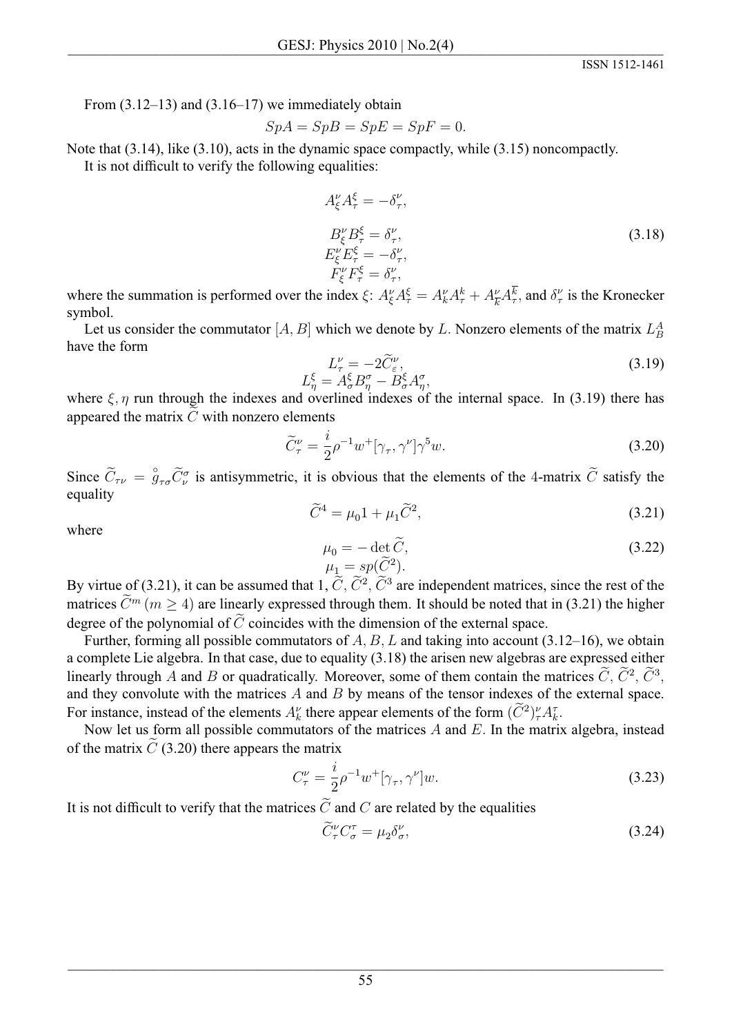From (3.12–13) and (3.16–17) we immediately obtain

$$SpA = SpB = SpE = SpF = 0.$$

Note that (3.14), like (3.10), acts in the dynamic space compactly, while (3.15) noncompactly.

It is not difficult to verify the following equalities:

$$\begin{aligned} A^{\nu}_{\xi} A^{\xi}_{\tau} &= -\delta^{\nu}_{\tau}, \\ B^{\nu}_{\xi} B^{\xi}_{\tau} &= \delta^{\nu}_{\tau}, \\ E^{\nu}_{\xi} E^{\xi}_{\tau} &= -\delta^{\nu}_{\tau}, \\ F^{\nu}_{\xi} F^{\xi}_{\tau} &= \delta^{\nu}_{\tau}, \end{aligned} \tag{3.18}$$

where the summation is performed over the index $\xi$: $A^{\nu}_{\xi} A^{\xi}_{\tau} = A^{\nu}_{k} A^{k}_{\tau} + A^{\nu}_{\overline{k}} A^{\overline{k}}_{\tau}$, and $\delta^{\nu}_{\tau}$ is the Kronecker symbol.

Let us consider the commutator $[A, B]$ which we denote by $L$. Nonzero elements of the matrix $L^{A}_{B}$ have the form

$$\begin{aligned} L^{\nu}_{\tau} &= -2\widetilde{C}^{\nu}_{\varepsilon}, \\ L^{\xi}_{\eta} &= A^{\xi}_{\sigma} B^{\sigma}_{\eta} - B^{\xi}_{\sigma} A^{\sigma}_{\eta}, \end{aligned} \tag{3.19}$$

where $\xi, \eta$ run through the indexes and overlined indexes of the internal space. In (3.19) there has appeared the matrix $\widetilde{C}$ with nonzero elements

$$\widetilde{C}^{\nu}_{\tau} = \frac{i}{2} \rho^{-1} w^{+} [\gamma_{\tau}, \gamma^{\nu}] \gamma^{5} w. \tag{3.20}$$

Since $\widetilde{C}_{\tau\nu} = \overset{\circ}{g}_{\tau\sigma} \widetilde{C}^{\sigma}_{\nu}$ is antisymmetric, it is obvious that the elements of the 4-matrix $\widetilde{C}$ satisfy the equality

$$\widetilde{C}^{4} = \mu_{0} 1 + \mu_{1} \widetilde{C}^{2}, \tag{3.21}$$

where

$$\begin{aligned} \mu_{0} &= -\det \widetilde{C}, \\ \mu_{1} &= sp(\widetilde{C}^{2}). \end{aligned} \tag{3.22}$$

By virtue of (3.21), it can be assumed that $1, \widetilde{C}, \widetilde{C}^{2}, \widetilde{C}^{3}$ are independent matrices, since the rest of the matrices $\widetilde{C}^{m}$ $(m \geq 4)$ are linearly expressed through them. It should be noted that in (3.21) the higher degree of the polynomial of $\widetilde{C}$ coincides with the dimension of the external space.

Further, forming all possible commutators of $A, B, L$ and taking into account (3.12–16), we obtain a complete Lie algebra. In that case, due to equality (3.18) the arisen new algebras are expressed either linearly through $A$ and $B$ or quadratically. Moreover, some of them contain the matrices $\widetilde{C}, \widetilde{C}^{2}, \widetilde{C}^{3}$, and they convolute with the matrices $A$ and $B$ by means of the tensor indexes of the external space. For instance, instead of the elements $A^{\nu}_{k}$ there appear elements of the form $(\widetilde{C}^{2})^{\nu}_{\tau} A^{\tau}_{k}$.

Now let us form all possible commutators of the matrices $A$ and $E$. In the matrix algebra, instead of the matrix $\widetilde{C}$ (3.20) there appears the matrix

$$C^{\nu}_{\tau} = \frac{i}{2} \rho^{-1} w^{+} [\gamma_{\tau}, \gamma^{\nu}] w. \tag{3.23}$$

It is not difficult to verify that the matrices $\widetilde{C}$ and $C$ are related by the equalities

$$\widetilde{C}^{\nu}_{\tau} C^{\tau}_{\sigma} = \mu_{2} \delta^{\nu}_{\sigma}, \tag{3.24}$$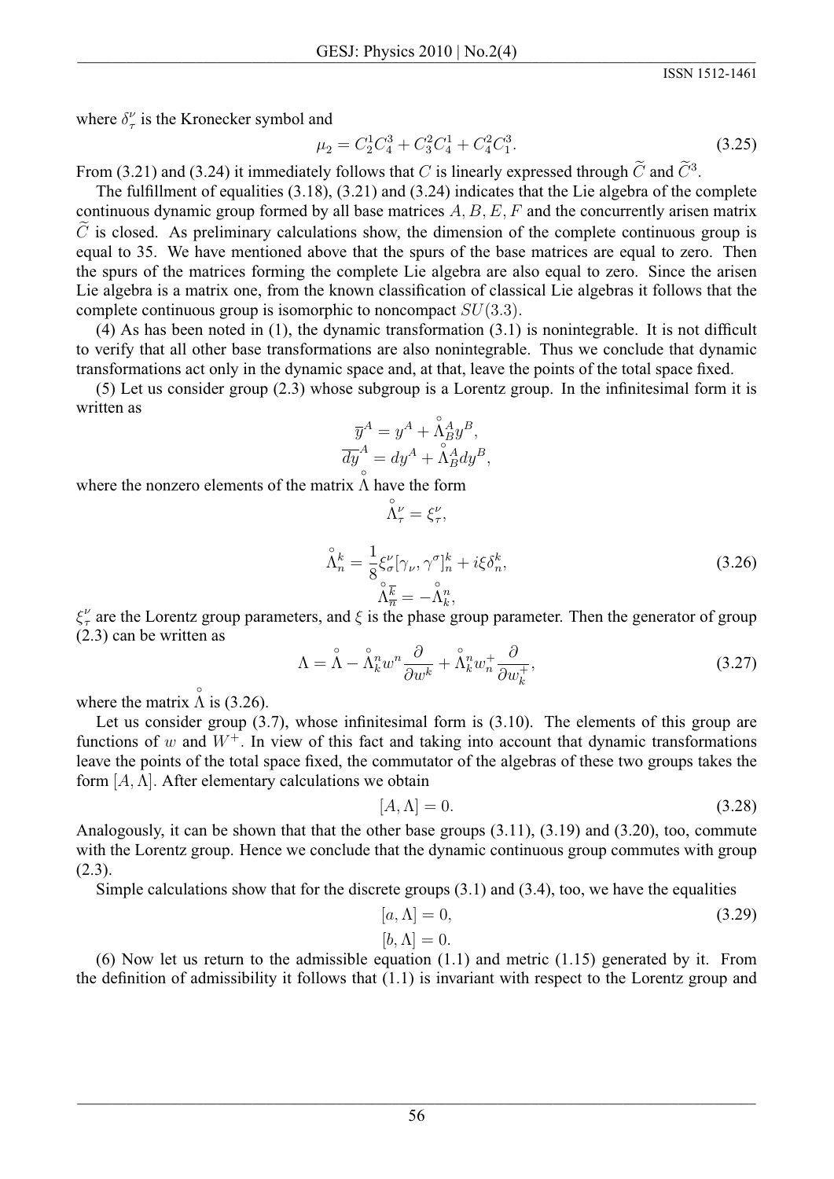where $\delta^\nu_\tau$ is the Kronecker symbol and

$$\mu_2 = C^1_2 C^3_4 + C^2_3 C^1_4 + C^2_4 C^3_1. \tag{3.25}$$

From (3.21) and (3.24) it immediately follows that $C$ is linearly expressed through $\widetilde{C}$ and $\widetilde{C}^3$.

The fulfillment of equalities (3.18), (3.21) and (3.24) indicates that the Lie algebra of the complete continuous dynamic group formed by all base matrices $A, B, E, F$ and the concurrently arisen matrix $\widetilde{C}$ is closed. As preliminary calculations show, the dimension of the complete continuous group is equal to 35. We have mentioned above that the spurs of the base matrices are equal to zero. Then the spurs of the matrices forming the complete Lie algebra are also equal to zero. Since the arisen Lie algebra is a matrix one, from the known classification of classical Lie algebras it follows that the complete continuous group is isomorphic to noncompact $SU(3.3)$.

(4) As has been noted in (1), the dynamic transformation (3.1) is nonintegrable. It is not difficult to verify that all other base transformations are also nonintegrable. Thus we conclude that dynamic transformations act only in the dynamic space and, at that, leave the points of the total space fixed.

(5) Let us consider group (2.3) whose subgroup is a Lorentz group. In the infinitesimal form it is written as

$$\overline{y}^A = y^A + \overset{\circ}{\Lambda}{}^A_B y^B,$$
$$\overline{dy}^A = dy^A + \overset{\circ}{\Lambda}{}^A_B dy^B,$$

where the nonzero elements of the matrix $\overset{\circ}{\Lambda}$ have the form

$$\overset{\circ}{\Lambda}{}^\nu_\tau = \xi^\nu_\tau,$$

$$\overset{\circ}{\Lambda}{}^k_n = \frac{1}{8}\xi^\nu_\sigma [\gamma_\nu, \gamma^\sigma]^k_n + i\xi\delta^k_n, \tag{3.26}$$
$$\overset{\circ}{\Lambda}{}^{\overline{k}}_{\overline{n}} = -\overset{\circ}{\Lambda}{}^n_k,$$

$\xi^\nu_\tau$ are the Lorentz group parameters, and $\xi$ is the phase group parameter. Then the generator of group (2.3) can be written as

$$\Lambda = \overset{\circ}{\Lambda} - \overset{\circ}{\Lambda}{}^n_k w^n \frac{\partial}{\partial w^k} + \overset{\circ}{\Lambda}{}^n_k w^+_n \frac{\partial}{\partial w^+_k}, \tag{3.27}$$

where the matrix $\overset{\circ}{\Lambda}$ is (3.26).

Let us consider group (3.7), whose infinitesimal form is (3.10). The elements of this group are functions of $w$ and $W^+$. In view of this fact and taking into account that dynamic transformations leave the points of the total space fixed, the commutator of the algebras of these two groups takes the form $[A, \Lambda]$. After elementary calculations we obtain

$$[A, \Lambda] = 0. \tag{3.28}$$

Analogously, it can be shown that that the other base groups (3.11), (3.19) and (3.20), too, commute with the Lorentz group. Hence we conclude that the dynamic continuous group commutes with group (2.3).

Simple calculations show that for the discrete groups (3.1) and (3.4), too, we have the equalities

$$[a, \Lambda] = 0, \tag{3.29}$$
$$[b, \Lambda] = 0.$$

(6) Now let us return to the admissible equation (1.1) and metric (1.15) generated by it. From the definition of admissibility it follows that (1.1) is invariant with respect to the Lorentz group and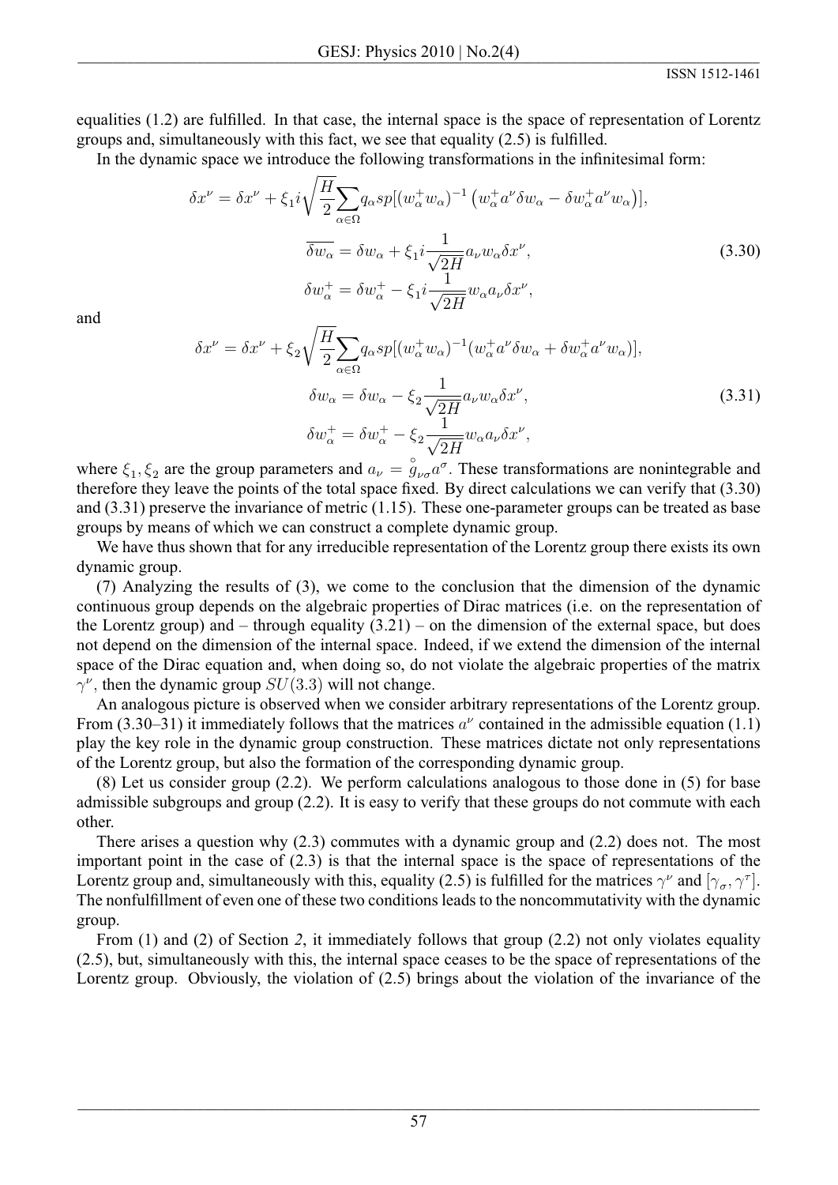equalities (1.2) are fulfilled. In that case, the internal space is the space of representation of Lorentz groups and, simultaneously with this fact, we see that equality (2.5) is fulfilled.

In the dynamic space we introduce the following transformations in the infinitesimal form:

$$
\begin{aligned}
\delta x^{\nu} &= \delta x^{\nu} + \xi_1 i \sqrt{\frac{H}{2}} \sum_{\alpha \in \Omega} q_{\alpha} sp[(w_{\alpha}^{+} w_{\alpha})^{-1} \left( w_{\alpha}^{+} a^{\nu} \delta w_{\alpha} - \delta w_{\alpha}^{+} a^{\nu} w_{\alpha} \right)], \\
\overline{\delta w_{\alpha}} &= \delta w_{\alpha} + \xi_1 i \frac{1}{\sqrt{2H}} a_{\nu} w_{\alpha} \delta x^{\nu}, \\
\delta w_{\alpha}^{+} &= \delta w_{\alpha}^{+} - \xi_1 i \frac{1}{\sqrt{2H}} w_{\alpha} a_{\nu} \delta x^{\nu},
\end{aligned}
\tag{3.30}
$$

and

$$
\begin{aligned}
\delta x^{\nu} &= \delta x^{\nu} + \xi_2 \sqrt{\frac{H}{2}} \sum_{\alpha \in \Omega} q_{\alpha} sp[(w_{\alpha}^{+} w_{\alpha})^{-1} (w_{\alpha}^{+} a^{\nu} \delta w_{\alpha} + \delta w_{\alpha}^{+} a^{\nu} w_{\alpha})], \\
\delta w_{\alpha} &= \delta w_{\alpha} - \xi_2 \frac{1}{\sqrt{2H}} a_{\nu} w_{\alpha} \delta x^{\nu}, \\
\delta w_{\alpha}^{+} &= \delta w_{\alpha}^{+} - \xi_2 \frac{1}{\sqrt{2H}} w_{\alpha} a_{\nu} \delta x^{\nu},
\end{aligned}
\tag{3.31}
$$

where $\xi_1, \xi_2$ are the group parameters and $a_{\nu} = \overset{\circ}{g}_{\nu\sigma} a^{\sigma}$. These transformations are nonintegrable and therefore they leave the points of the total space fixed. By direct calculations we can verify that (3.30) and (3.31) preserve the invariance of metric (1.15). These one-parameter groups can be treated as base groups by means of which we can construct a complete dynamic group.

We have thus shown that for any irreducible representation of the Lorentz group there exists its own dynamic group.

(7) Analyzing the results of (3), we come to the conclusion that the dimension of the dynamic continuous group depends on the algebraic properties of Dirac matrices (i.e. on the representation of the Lorentz group) and – through equality (3.21) – on the dimension of the external space, but does not depend on the dimension of the internal space. Indeed, if we extend the dimension of the internal space of the Dirac equation and, when doing so, do not violate the algebraic properties of the matrix $\gamma^{\nu}$, then the dynamic group $SU(3.3)$ will not change.

An analogous picture is observed when we consider arbitrary representations of the Lorentz group. From (3.30–31) it immediately follows that the matrices $a^{\nu}$ contained in the admissible equation (1.1) play the key role in the dynamic group construction. These matrices dictate not only representations of the Lorentz group, but also the formation of the corresponding dynamic group.

(8) Let us consider group (2.2). We perform calculations analogous to those done in (5) for base admissible subgroups and group (2.2). It is easy to verify that these groups do not commute with each other.

There arises a question why (2.3) commutes with a dynamic group and (2.2) does not. The most important point in the case of (2.3) is that the internal space is the space of representations of the Lorentz group and, simultaneously with this, equality (2.5) is fulfilled for the matrices $\gamma^{\nu}$ and $[\gamma_{\sigma}, \gamma^{\tau}]$. The nonfulfillment of even one of these two conditions leads to the noncommutativity with the dynamic group.

From (1) and (2) of Section *2*, it immediately follows that group (2.2) not only violates equality (2.5), but, simultaneously with this, the internal space ceases to be the space of representations of the Lorentz group. Obviously, the violation of (2.5) brings about the violation of the invariance of the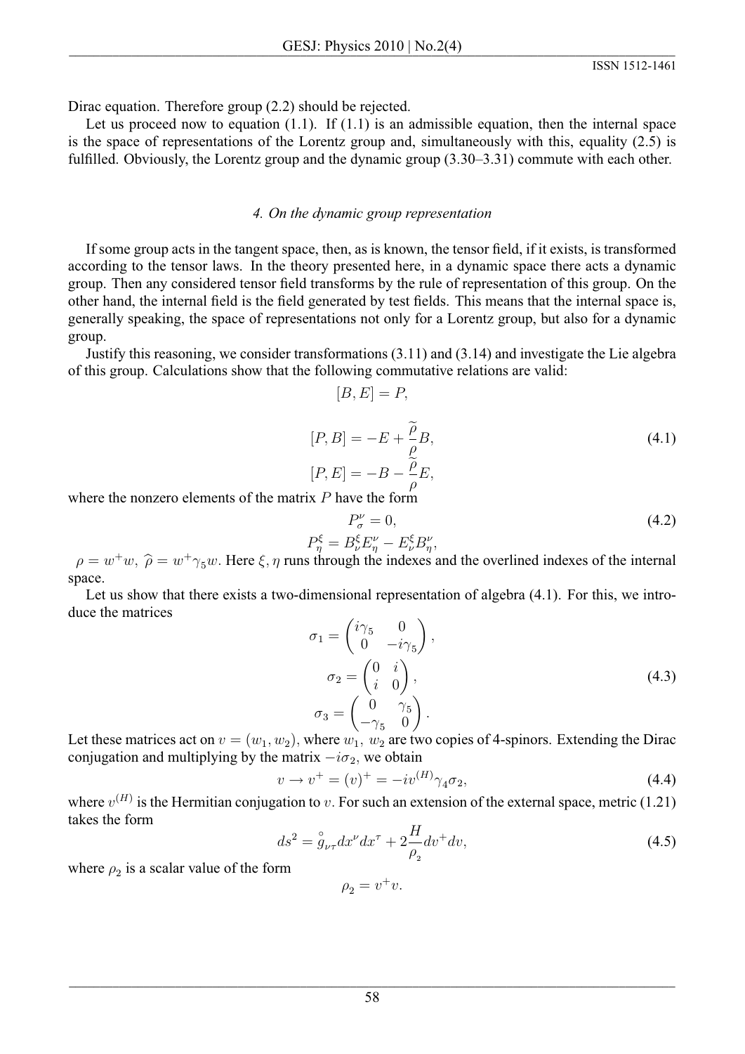Dirac equation. Therefore group (2.2) should be rejected.

Let us proceed now to equation (1.1). If (1.1) is an admissible equation, then the internal space is the space of representations of the Lorentz group and, simultaneously with this, equality (2.5) is fulfilled. Obviously, the Lorentz group and the dynamic group (3.30–3.31) commute with each other.

### *4. On the dynamic group representation*

If some group acts in the tangent space, then, as is known, the tensor field, if it exists, is transformed according to the tensor laws. In the theory presented here, in a dynamic space there acts a dynamic group. Then any considered tensor field transforms by the rule of representation of this group. On the other hand, the internal field is the field generated by test fields. This means that the internal space is, generally speaking, the space of representations not only for a Lorentz group, but also for a dynamic group.

Justify this reasoning, we consider transformations (3.11) and (3.14) and investigate the Lie algebra of this group. Calculations show that the following commutative relations are valid:

$$[B, E] = P,$$

$$[P, B] = -E + \frac{\widetilde{\rho}}{\rho} B, \tag{4.1}$$

$$[P, E] = -B - \frac{\widetilde{\rho}}{\rho} E,$$

where the nonzero elements of the matrix $P$ have the form

$$P^{\nu}_{\sigma} = 0, \tag{4.2}$$

$$P^{\xi}_{\eta} = B^{\xi}_{\nu} E^{\nu}_{\eta} - E^{\xi}_{\nu} B^{\nu}_{\eta},$$

$\rho = w^{+}w,\ \widehat{\rho} = w^{+}\gamma_5 w$. Here $\xi, \eta$ runs through the indexes and the overlined indexes of the internal space.

Let us show that there exists a two-dimensional representation of algebra (4.1). For this, we introduce the matrices

$$\sigma_1 = \begin{pmatrix} i\gamma_5 & 0 \\ 0 & -i\gamma_5 \end{pmatrix},$$

$$\sigma_2 = \begin{pmatrix} 0 & i \\ i & 0 \end{pmatrix}, \tag{4.3}$$

$$\sigma_3 = \begin{pmatrix} 0 & \gamma_5 \\ -\gamma_5 & 0 \end{pmatrix}.$$

Let these matrices act on $v = (w_1, w_2)$, where $w_1,\ w_2$ are two copies of 4-spinors. Extending the Dirac conjugation and multiplying by the matrix $-i\sigma_2$, we obtain

$$v \to v^{+} = (v)^{+} = -iv^{(H)}\gamma_4\sigma_2, \tag{4.4}$$

where $v^{(H)}$ is the Hermitian conjugation to $v$. For such an extension of the external space, metric (1.21) takes the form

$$ds^2 = \overset{\circ}{g}_{\nu\tau} dx^{\nu} dx^{\tau} + 2\frac{H}{\rho_2} dv^{+} dv, \tag{4.5}$$

where $\rho_2$ is a scalar value of the form

$$\rho_2 = v^{+}v.$$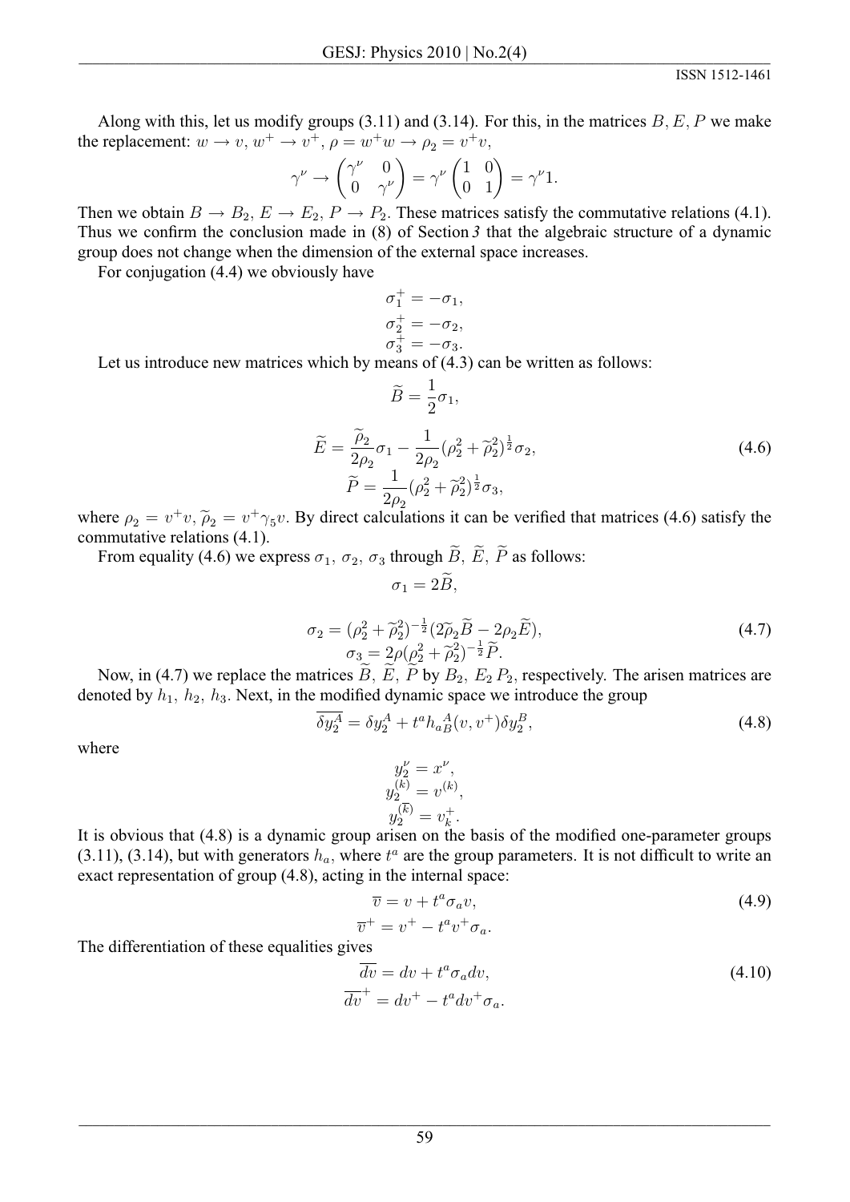Along with this, let us modify groups (3.11) and (3.14). For this, in the matrices $B, E, P$ we make the replacement: $w \to v$, $w^+ \to v^+$, $\rho = w^+ w \to \rho_2 = v^+ v$,

$$\gamma^\nu \to \begin{pmatrix} \gamma^\nu & 0 \\ 0 & \gamma^\nu \end{pmatrix} = \gamma^\nu \begin{pmatrix} 1 & 0 \\ 0 & 1 \end{pmatrix} = \gamma^\nu 1.$$

Then we obtain $B \to B_2$, $E \to E_2$, $P \to P_2$. These matrices satisfy the commutative relations (4.1). Thus we confirm the conclusion made in (8) of Section *3* that the algebraic structure of a dynamic group does not change when the dimension of the external space increases.

For conjugation (4.4) we obviously have

$$\sigma_1^+ = -\sigma_1,$$
$$\sigma_2^+ = -\sigma_2,$$
$$\sigma_3^+ = -\sigma_3.$$

Let us introduce new matrices which by means of (4.3) can be written as follows:

$$\widetilde{B} = \frac{1}{2}\sigma_1,$$

$$\widetilde{E} = \frac{\widetilde{\rho}_2}{2\rho_2}\sigma_1 - \frac{1}{2\rho_2}(\rho_2^2 + \widetilde{\rho}_2^2)^{\frac{1}{2}}\sigma_2, \tag{4.6}$$
$$\widetilde{P} = \frac{1}{2\rho_2}(\rho_2^2 + \widetilde{\rho}_2^2)^{\frac{1}{2}}\sigma_3,$$

where $\rho_2 = v^+ v$, $\widetilde{\rho}_2 = v^+ \gamma_5 v$. By direct calculations it can be verified that matrices (4.6) satisfy the commutative relations (4.1).

From equality (4.6) we express $\sigma_1$, $\sigma_2$, $\sigma_3$ through $\widetilde{B}$, $\widetilde{E}$, $\widetilde{P}$ as follows:

$$\sigma_1 = 2\widetilde{B},$$

$$\sigma_2 = (\rho_2^2 + \widetilde{\rho}_2^2)^{-\frac{1}{2}}(2\widetilde{\rho}_2\widetilde{B} - 2\rho_2\widetilde{E}), \tag{4.7}$$
$$\sigma_3 = 2\rho(\rho_2^2 + \widetilde{\rho}_2^2)^{-\frac{1}{2}}\widetilde{P}.$$

Now, in (4.7) we replace the matrices $\widetilde{B}$, $\widetilde{E}$, $\widetilde{P}$ by $B_2$, $E_2$ $P_2$, respectively. The arisen matrices are denoted by $h_1$, $h_2$, $h_3$. Next, in the modified dynamic space we introduce the group

$$\overline{\delta y_2^A} = \delta y_2^A + t^a h_{a\,B}^{\;A}(v, v^+)\delta y_2^B, \tag{4.8}$$

where

$$y_2^\nu = x^\nu,$$
$$y_2^{(k)} = v^{(k)},$$
$$y_2^{(\overline{k})} = v_k^+.$$

It is obvious that (4.8) is a dynamic group arisen on the basis of the modified one-parameter groups (3.11), (3.14), but with generators $h_a$, where $t^a$ are the group parameters. It is not difficult to write an exact representation of group (4.8), acting in the internal space:

$$\overline{v} = v + t^a\sigma_a v, \tag{4.9}$$
$$\overline{v^+} = v^+ - t^a v^+ \sigma_a.$$

The differentiation of these equalities gives

$$\overline{dv} = dv + t^a\sigma_a dv, \tag{4.10}$$
$$\overline{dv}^+ = dv^+ - t^a dv^+ \sigma_a.$$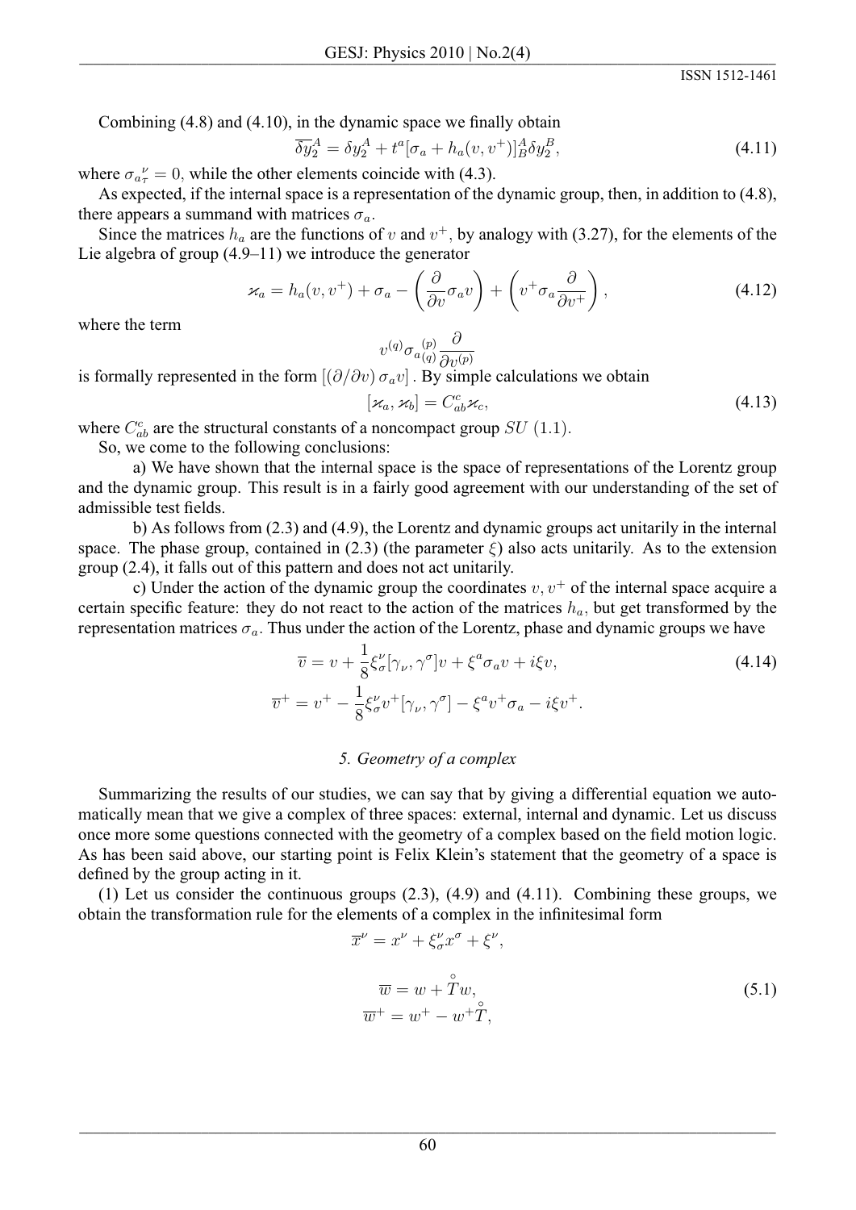Combining (4.8) and (4.10), in the dynamic space we finally obtain

$$\overline{\delta y}_2^A = \delta y_2^A + t^a [\sigma_a + h_a(v, v^+)]^A_B \delta y_2^B, \tag{4.11}$$

where ${\sigma_a}_\tau^{\ \nu} = 0,$ while the other elements coincide with (4.3).

As expected, if the internal space is a representation of the dynamic group, then, in addition to (4.8), there appears a summand with matrices $\sigma_a$.

Since the matrices $h_a$ are the functions of $v$ and $v^+$, by analogy with (3.27), for the elements of the Lie algebra of group (4.9–11) we introduce the generator

$$\varkappa_a = h_a(v, v^+) + \sigma_a - \left(\frac{\partial}{\partial v}\sigma_a v\right) + \left(v^+ \sigma_a \frac{\partial}{\partial v^+}\right), \tag{4.12}$$

where the term

$$v^{(q)} {\sigma_a}^{(p)}_{(q)} \frac{\partial}{\partial v^{(p)}}$$

is formally represented in the form $[(\partial/\partial v)\, \sigma_a v]$ . By simple calculations we obtain

$$[\varkappa_a, \varkappa_b] = C^c_{ab} \varkappa_c, \tag{4.13}$$

where $C^c_{ab}$ are the structural constants of a noncompact group $SU\ (1.1)$.

So, we come to the following conclusions:

a) We have shown that the internal space is the space of representations of the Lorentz group and the dynamic group. This result is in a fairly good agreement with our understanding of the set of admissible test fields.

b) As follows from (2.3) and (4.9), the Lorentz and dynamic groups act unitarily in the internal space. The phase group, contained in (2.3) (the parameter $\xi$) also acts unitarily. As to the extension group (2.4), it falls out of this pattern and does not act unitarily.

c) Under the action of the dynamic group the coordinates $v, v^+$ of the internal space acquire a certain specific feature: they do not react to the action of the matrices $h_a$, but get transformed by the representation matrices $\sigma_a$. Thus under the action of the Lorentz, phase and dynamic groups we have

$$\overline{v} = v + \frac{1}{8}\xi^\nu_\sigma [\gamma_\nu, \gamma^\sigma] v + \xi^a \sigma_a v + i\xi v, \tag{4.14}$$

$$\overline{v^+} = v^+ - \frac{1}{8}\xi^\nu_\sigma v^+ [\gamma_\nu, \gamma^\sigma] - \xi^a v^+ \sigma_a - i\xi v^+.$$

## *5. Geometry of a complex*

Summarizing the results of our studies, we can say that by giving a differential equation we automatically mean that we give a complex of three spaces: external, internal and dynamic. Let us discuss once more some questions connected with the geometry of a complex based on the field motion logic. As has been said above, our starting point is Felix Klein's statement that the geometry of a space is defined by the group acting in it.

(1) Let us consider the continuous groups (2.3), (4.9) and (4.11). Combining these groups, we obtain the transformation rule for the elements of a complex in the infinitesimal form

$$\overline{x}^\nu = x^\nu + \xi^\nu_\sigma x^\sigma + \xi^\nu,$$

$$\overline{w} = w + \overset{\circ}{T} w, \tag{5.1}$$

$$\overline{w^+} = w^+ - w^+ \overset{\circ}{T},$$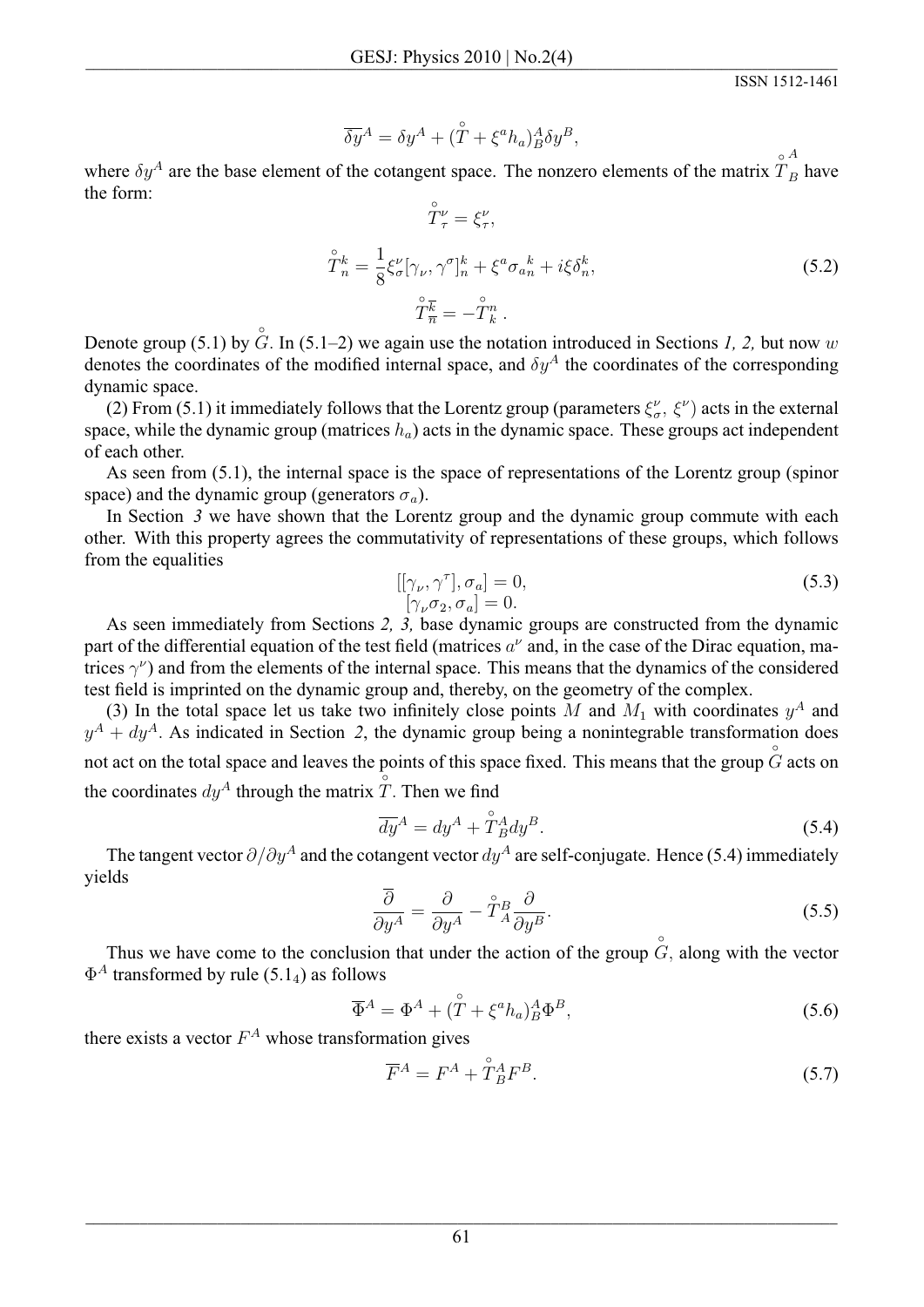$$\overline{\delta y}^A = \delta y^A + (\overset{\circ}{T} + \xi^a h_a)^A_B \delta y^B,$$

where $\delta y^A$ are the base element of the cotangent space. The nonzero elements of the matrix $\overset{\circ}{T}{}^A_B$ have the form:

$$\overset{\circ}{T}{}^\nu_\tau = \xi^\nu_\tau,$$

$$\overset{\circ}{T}{}^k_n = \frac{1}{8}\xi^\nu_\sigma[\gamma_\nu, \gamma^\sigma]^k_n + \xi^a \sigma_a{}^k_n + i\xi\delta^k_n, \tag{5.2}$$

$$\overset{\circ}{T}{}^{\overline{k}}_{\overline{n}} = -\overset{\circ}{T}{}^n_k \,.$$

Denote group (5.1) by $\overset{\circ}{G}$. In (5.1–2) we again use the notation introduced in Sections *1, 2,* but now $w$ denotes the coordinates of the modified internal space, and $\delta y^A$ the coordinates of the corresponding dynamic space.

(2) From (5.1) it immediately follows that the Lorentz group (parameters $\xi^\nu_\sigma$, $\xi^\nu$) acts in the external space, while the dynamic group (matrices $h_a$) acts in the dynamic space. These groups act independent of each other.

As seen from (5.1), the internal space is the space of representations of the Lorentz group (spinor space) and the dynamic group (generators $\sigma_a$).

In Section *3* we have shown that the Lorentz group and the dynamic group commute with each other. With this property agrees the commutativity of representations of these groups, which follows from the equalities

$$\begin{gathered}[[\gamma_\nu, \gamma^\tau], \sigma_a] = 0, \\ [\gamma_\nu \sigma_2, \sigma_a] = 0.\end{gathered} \tag{5.3}$$

As seen immediately from Sections *2, 3,* base dynamic groups are constructed from the dynamic part of the differential equation of the test field (matrices $a^\nu$ and, in the case of the Dirac equation, matrices $\gamma^\nu$) and from the elements of the internal space. This means that the dynamics of the considered test field is imprinted on the dynamic group and, thereby, on the geometry of the complex.

(3) In the total space let us take two infinitely close points $M$ and $M_1$ with coordinates $y^A$ and $y^A + dy^A$. As indicated in Section *2*, the dynamic group being a nonintegrable transformation does not act on the total space and leaves the points of this space fixed. This means that the group $\overset{\circ}{G}$ acts on the coordinates $dy^A$ through the matrix $\overset{\circ}{T}$. Then we find

$$\overline{dy}^A = dy^A + \overset{\circ}{T}{}^A_B dy^B. \tag{5.4}$$

The tangent vector $\partial/\partial y^A$ and the cotangent vector $dy^A$ are self-conjugate. Hence (5.4) immediately yields

$$\frac{\overline{\partial}}{\partial y^A} = \frac{\partial}{\partial y^A} - \overset{\circ}{T}{}^B_A \frac{\partial}{\partial y^B}. \tag{5.5}$$

Thus we have come to the conclusion that under the action of the group $\overset{\circ}{G}$, along with the vector $\Phi^A$ transformed by rule $(5.1_4)$ as follows

$$\overline{\Phi}^A = \Phi^A + (\overset{\circ}{T} + \xi^a h_a)^A_B \Phi^B, \tag{5.6}$$

there exists a vector $F^A$ whose transformation gives

$$\overline{F}^A = F^A + \overset{\circ}{T}{}^A_B F^B. \tag{5.7}$$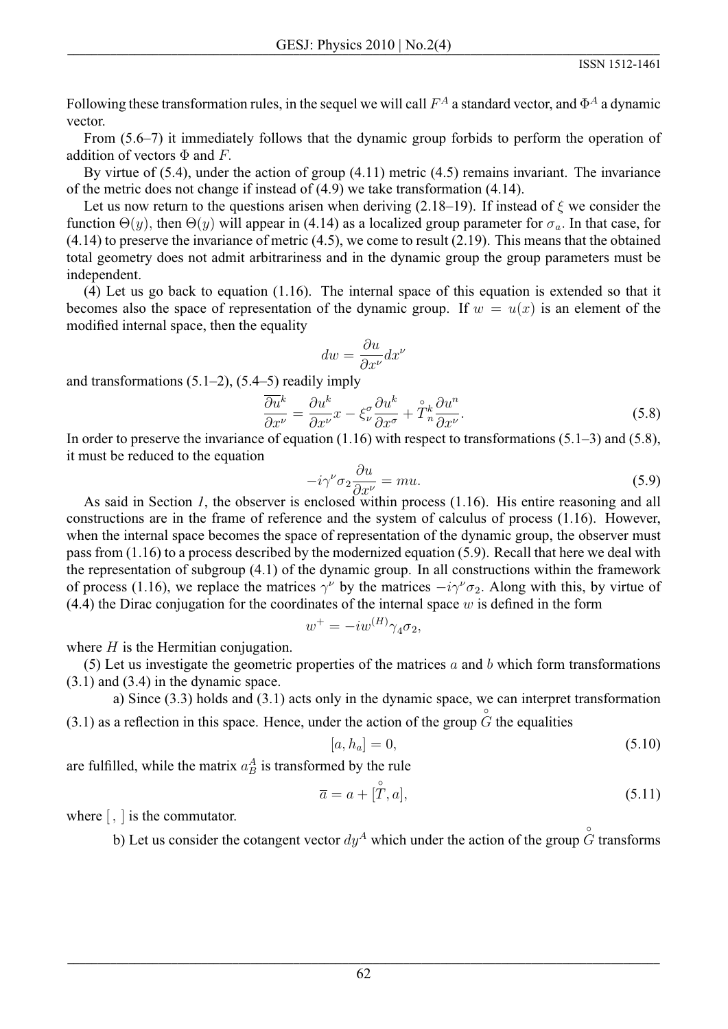Following these transformation rules, in the sequel we will call $F^A$ a standard vector, and $\Phi^A$ a dynamic vector.

From (5.6–7) it immediately follows that the dynamic group forbids to perform the operation of addition of vectors $\Phi$ and $F$.

By virtue of (5.4), under the action of group (4.11) metric (4.5) remains invariant. The invariance of the metric does not change if instead of (4.9) we take transformation (4.14).

Let us now return to the questions arisen when deriving (2.18–19). If instead of $\xi$ we consider the function $\Theta(y)$, then $\Theta(y)$ will appear in (4.14) as a localized group parameter for $\sigma_a$. In that case, for (4.14) to preserve the invariance of metric (4.5), we come to result (2.19). This means that the obtained total geometry does not admit arbitrariness and in the dynamic group the group parameters must be independent.

(4) Let us go back to equation (1.16). The internal space of this equation is extended so that it becomes also the space of representation of the dynamic group. If $w = u(x)$ is an element of the modified internal space, then the equality

$$dw = \frac{\partial u}{\partial x^\nu} dx^\nu$$

and transformations (5.1–2), (5.4–5) readily imply

$$\frac{\overline{\partial u^k}}{\partial x^\nu} = \frac{\partial u^k}{\partial x^\nu} x - \xi^\sigma_\nu \frac{\partial u^k}{\partial x^\sigma} + \overset{\circ}{T}{}^k_n \frac{\partial u^n}{\partial x^\nu}. \tag{5.8}$$

In order to preserve the invariance of equation (1.16) with respect to transformations (5.1–3) and (5.8), it must be reduced to the equation

$$-i\gamma^\nu \sigma_2 \frac{\partial u}{\partial x^\nu} = mu. \tag{5.9}$$

As said in Section *1*, the observer is enclosed within process (1.16). His entire reasoning and all constructions are in the frame of reference and the system of calculus of process (1.16). However, when the internal space becomes the space of representation of the dynamic group, the observer must pass from (1.16) to a process described by the modernized equation (5.9). Recall that here we deal with the representation of subgroup (4.1) of the dynamic group. In all constructions within the framework of process (1.16), we replace the matrices $\gamma^\nu$ by the matrices $-i\gamma^\nu\sigma_2$. Along with this, by virtue of (4.4) the Dirac conjugation for the coordinates of the internal space $w$ is defined in the form

$$w^+ = -iw^{(H)}\gamma_4\sigma_2,$$

where $H$ is the Hermitian conjugation.

(5) Let us investigate the geometric properties of the matrices $a$ and $b$ which form transformations (3.1) and (3.4) in the dynamic space.

a) Since (3.3) holds and (3.1) acts only in the dynamic space, we can interpret transformation (3.1) as a reflection in this space. Hence, under the action of the group $\overset{\circ}{G}$ the equalities

$$[a, h_a] = 0, \tag{5.10}$$

are fulfilled, while the matrix $a^A_B$ is transformed by the rule

$$\overline{a} = a + [\overset{\circ}{T}, a], \tag{5.11}$$

where $[\,,\,]$ is the commutator.

b) Let us consider the cotangent vector $dy^A$ which under the action of the group $\overset{\circ}{G}$ transforms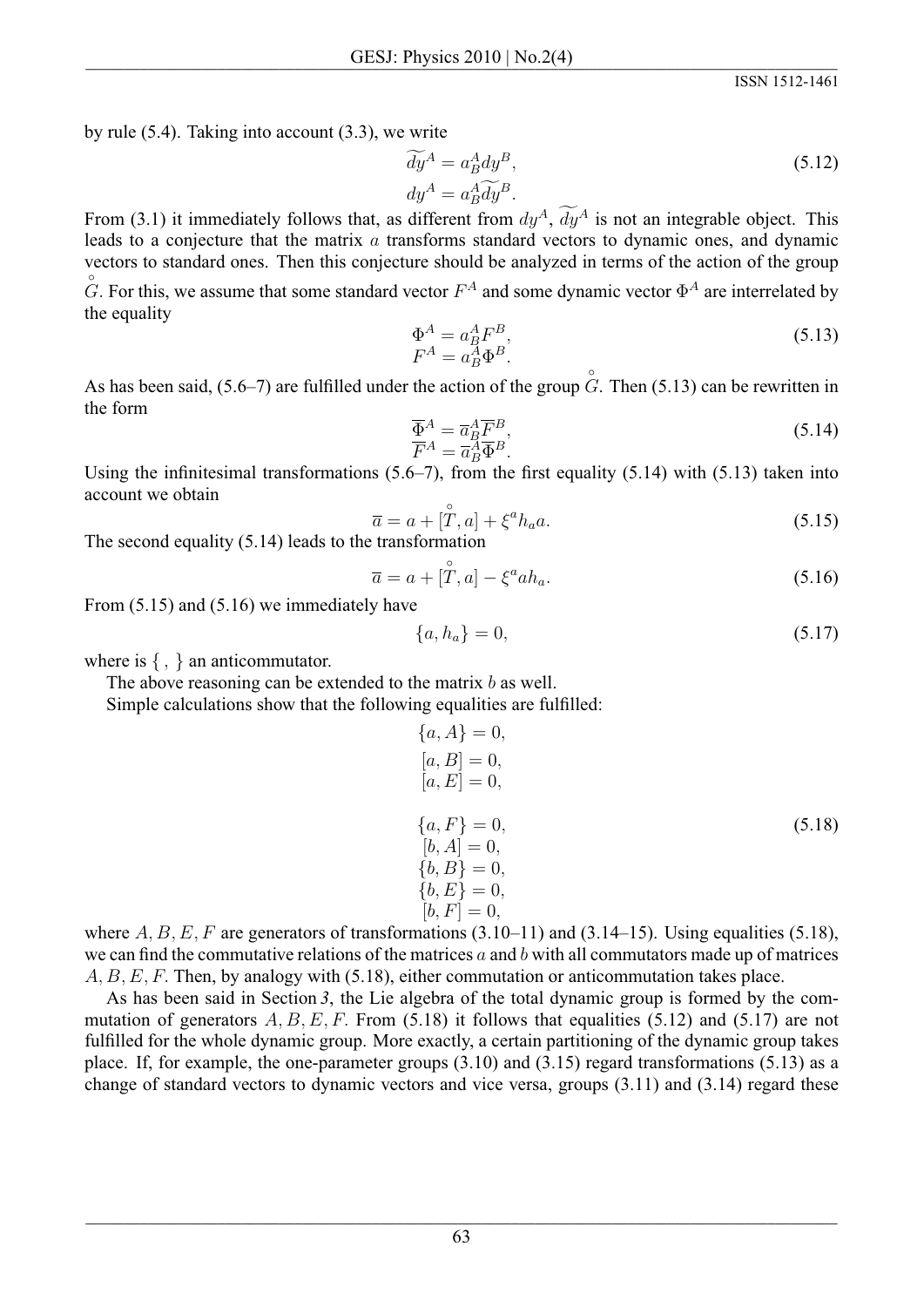by rule (5.4). Taking into account (3.3), we write

$$\widetilde{dy}^A = a^A_B dy^B, \qquad dy^A = a^A_B \widetilde{dy}^B. \tag{5.12}$$

From (3.1) it immediately follows that, as different from $dy^A$, $\widetilde{dy}^A$ is not an integrable object. This leads to a conjecture that the matrix $a$ transforms standard vectors to dynamic ones, and dynamic vectors to standard ones. Then this conjecture should be analyzed in terms of the action of the group $\overset{\circ}{G}$. For this, we assume that some standard vector $F^A$ and some dynamic vector $\Phi^A$ are interrelated by the equality

$$\Phi^A = a^A_B F^B, \qquad F^A = a^A_B \Phi^B. \tag{5.13}$$

As has been said, (5.6–7) are fulfilled under the action of the group $\overset{\circ}{G}$. Then (5.13) can be rewritten in the form

$$\overline{\Phi}^A = \overline{a}^A_B \overline{F}^B, \qquad \overline{F}^A = \overline{a}^A_B \overline{\Phi}^B. \tag{5.14}$$

Using the infinitesimal transformations (5.6–7), from the first equality (5.14) with (5.13) taken into account we obtain

$$\overline{a} = a + [\overset{\circ}{T}, a] + \xi^a h_a a. \tag{5.15}$$

The second equality (5.14) leads to the transformation

$$\overline{a} = a + [\overset{\circ}{T}, a] - \xi^a a h_a. \tag{5.16}$$

From (5.15) and (5.16) we immediately have

$$\{a, h_a\} = 0, \tag{5.17}$$

where is $\{\, ,\, \}$ an anticommutator.

The above reasoning can be extended to the matrix $b$ as well.

Simple calculations show that the following equalities are fulfilled:

$$\begin{aligned}
&\{a, A\} = 0,\\
&[a, B] = 0,\\
&[a, E] = 0,\\
&\{a, F\} = 0,\\
&[b, A] = 0,\\
&\{b, B\} = 0,\\
&\{b, E\} = 0,\\
&[b, F] = 0,
\end{aligned} \tag{5.18}$$

where $A, B, E, F$ are generators of transformations (3.10–11) and (3.14–15). Using equalities (5.18), we can find the commutative relations of the matrices $a$ and $b$ with all commutators made up of matrices $A, B, E, F$. Then, by analogy with (5.18), either commutation or anticommutation takes place.

As has been said in Section *3*, the Lie algebra of the total dynamic group is formed by the commutation of generators $A, B, E, F$. From (5.18) it follows that equalities (5.12) and (5.17) are not fulfilled for the whole dynamic group. More exactly, a certain partitioning of the dynamic group takes place. If, for example, the one-parameter groups (3.10) and (3.15) regard transformations (5.13) as a change of standard vectors to dynamic vectors and vice versa, groups (3.11) and (3.14) regard these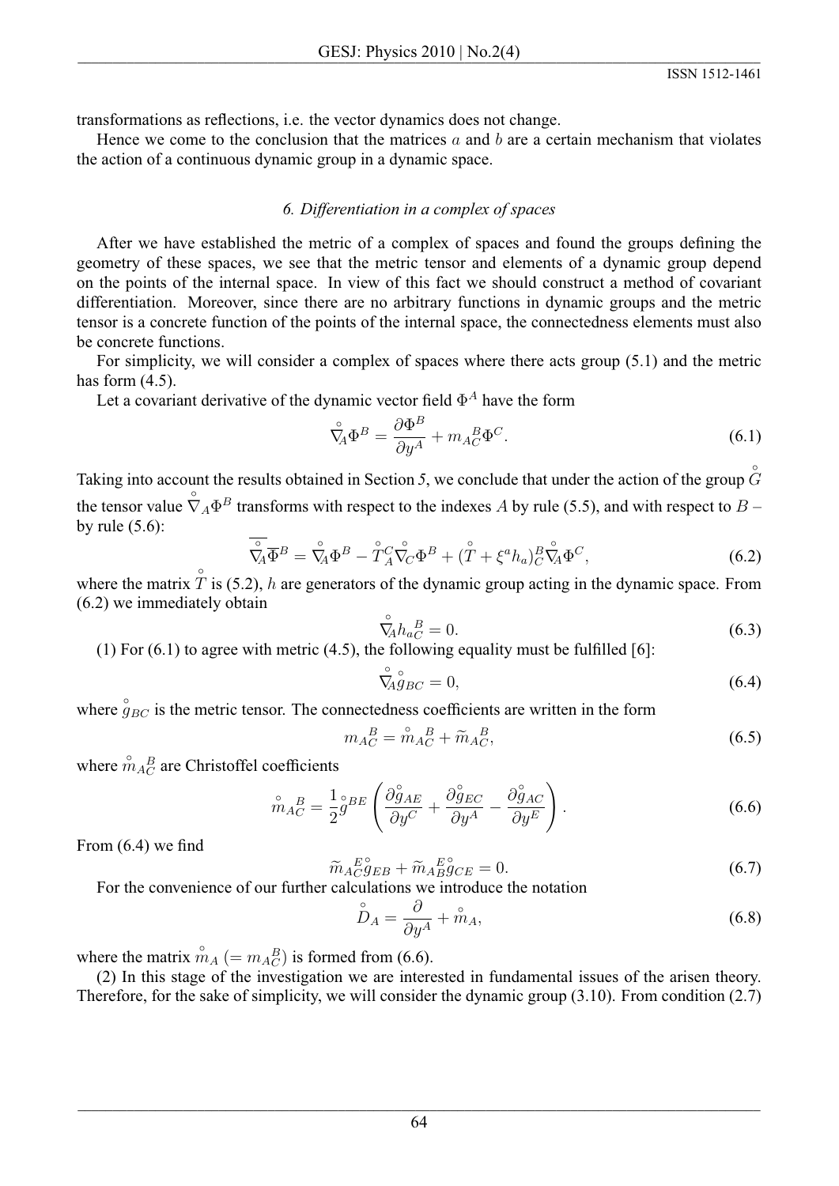transformations as reflections, i.e. the vector dynamics does not change.

Hence we come to the conclusion that the matrices $a$ and $b$ are a certain mechanism that violates the action of a continuous dynamic group in a dynamic space.

### *6. Differentiation in a complex of spaces*

After we have established the metric of a complex of spaces and found the groups defining the geometry of these spaces, we see that the metric tensor and elements of a dynamic group depend on the points of the internal space. In view of this fact we should construct a method of covariant differentiation. Moreover, since there are no arbitrary functions in dynamic groups and the metric tensor is a concrete function of the points of the internal space, the connectedness elements must also be concrete functions.

For simplicity, we will consider a complex of spaces where there acts group (5.1) and the metric has form (4.5).

Let a covariant derivative of the dynamic vector field $\Phi^A$ have the form

$$\overset{\circ}{\nabla}_A \Phi^B = \frac{\partial \Phi^B}{\partial y^A} + m_{AC}^{\ B} \Phi^C. \tag{6.1}$$

Taking into account the results obtained in Section 5, we conclude that under the action of the group $\overset{\circ}{G}$ the tensor value $\overset{\circ}{\nabla}_A \Phi^B$ transforms with respect to the indexes $A$ by rule (5.5), and with respect to $B$ – by rule (5.6):

$$\overline{\overset{\circ}{\nabla}_A} \overline{\Phi}^B = \overset{\circ}{\nabla}_A \Phi^B - \overset{\circ}{T}{}_A^C \overset{\circ}{\nabla}_C \Phi^B + (\overset{\circ}{T} + \xi^a h_a)_C^B \overset{\circ}{\nabla}_A \Phi^C, \tag{6.2}$$

where the matrix $\overset{\circ}{T}$ is (5.2), $h$ are generators of the dynamic group acting in the dynamic space. From (6.2) we immediately obtain

$$\overset{\circ}{\nabla}_A h_{aC}^{\ B} = 0. \tag{6.3}$$

(1) For (6.1) to agree with metric (4.5), the following equality must be fulfilled [6]:

$$\overset{\circ}{\nabla}_A \overset{\circ}{g}_{BC} = 0, \tag{6.4}$$

where $\overset{\circ}{g}_{BC}$ is the metric tensor. The connectedness coefficients are written in the form

$$m_{AC}^{\ B} = \overset{\circ}{m}{}_{AC}^{\ B} + \widetilde{m}_{AC}^{\ B}, \tag{6.5}$$

where $\overset{\circ}{m}{}_{AC}^{\ B}$ are Christoffel coefficients

$$\overset{\circ}{m}{}_{AC}^{\ B} = \frac{1}{2} \overset{\circ}{g}{}^{BE} \left( \frac{\partial \overset{\circ}{g}_{AE}}{\partial y^C} + \frac{\partial \overset{\circ}{g}_{EC}}{\partial y^A} - \frac{\partial \overset{\circ}{g}_{AC}}{\partial y^E} \right). \tag{6.6}$$

From (6.4) we find

$$\widetilde{m}_{AC}^{\ E} \overset{\circ}{g}_{EB} + \widetilde{m}_{AB}^{\ E} \overset{\circ}{g}_{CE} = 0. \tag{6.7}$$

For the convenience of our further calculations we introduce the notation

$$\overset{\circ}{D}_A = \frac{\partial}{\partial y^A} + \overset{\circ}{m}_A, \tag{6.8}$$

where the matrix $\overset{\circ}{m}_A$ ($= m_{AC}^{\ B}$) is formed from (6.6).

(2) In this stage of the investigation we are interested in fundamental issues of the arisen theory. Therefore, for the sake of simplicity, we will consider the dynamic group (3.10). From condition (2.7)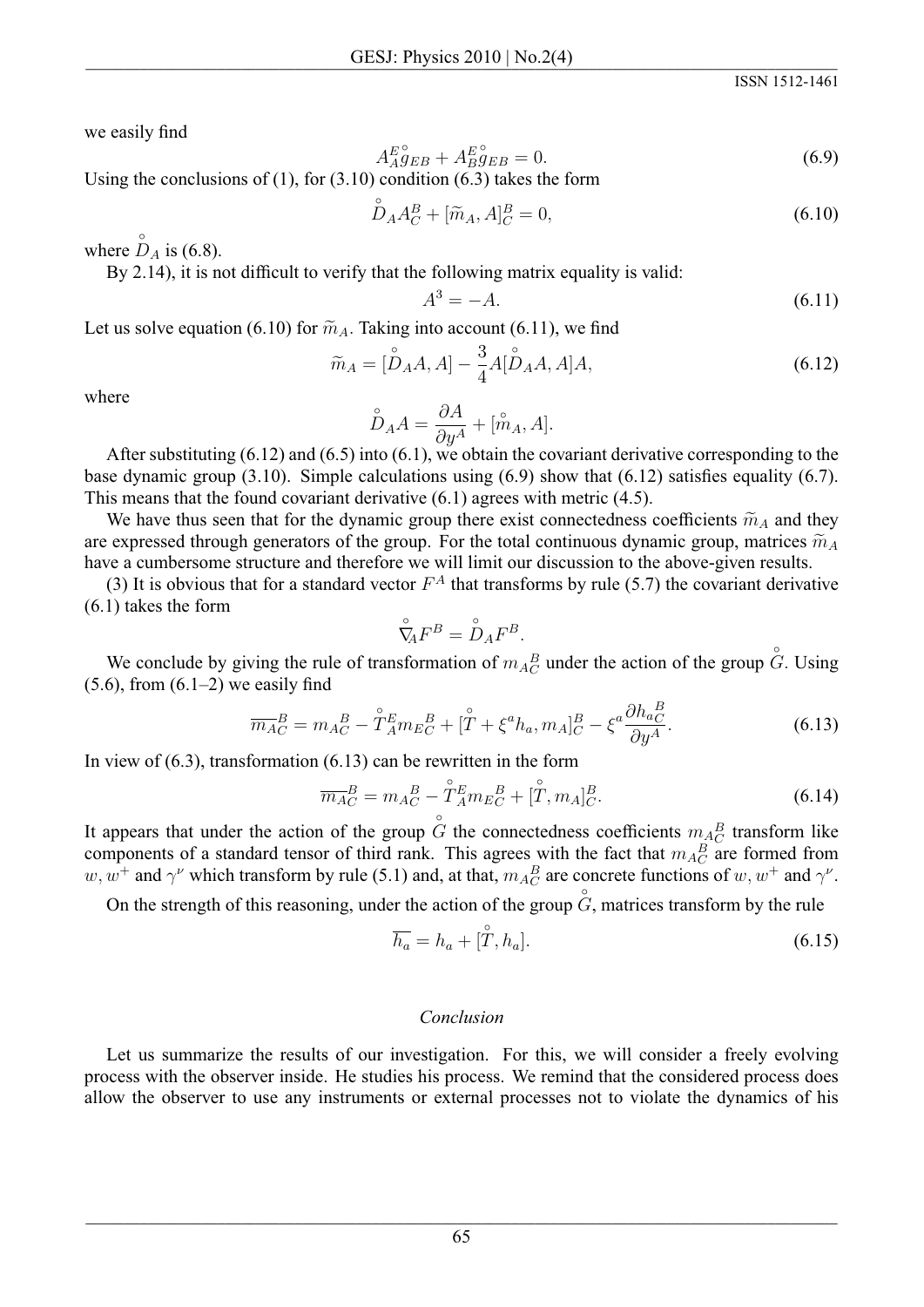we easily find

$$A^{E}_{A}\overset{\circ}{g}_{EB} + A^{E}_{B}\overset{\circ}{g}_{EB} = 0. \tag{6.9}$$

Using the conclusions of (1), for (3.10) condition (6.3) takes the form

$$\overset{\circ}{D}_A A^B_C + [\widetilde{m}_A, A]^B_C = 0, \tag{6.10}$$

where $\overset{\circ}{D}_A$ is (6.8).

By 2.14), it is not difficult to verify that the following matrix equality is valid:

$$A^3 = -A. \tag{6.11}$$

Let us solve equation (6.10) for $\widetilde{m}_A$. Taking into account (6.11), we find

$$\widetilde{m}_A = [\overset{\circ}{D}_A A, A] - \frac{3}{4} A [\overset{\circ}{D}_A A, A] A, \tag{6.12}$$

where

$$\overset{\circ}{D}_A A = \frac{\partial A}{\partial y^A} + [\overset{\circ}{m}_A, A].$$

After substituting (6.12) and (6.5) into (6.1), we obtain the covariant derivative corresponding to the base dynamic group (3.10). Simple calculations using (6.9) show that (6.12) satisfies equality (6.7). This means that the found covariant derivative (6.1) agrees with metric (4.5).

We have thus seen that for the dynamic group there exist connectedness coefficients $\widetilde{m}_A$ and they are expressed through generators of the group. For the total continuous dynamic group, matrices $\widetilde{m}_A$ have a cumbersome structure and therefore we will limit our discussion to the above-given results.

(3) It is obvious that for a standard vector $F^A$ that transforms by rule (5.7) the covariant derivative (6.1) takes the form

$$\overset{\circ}{\nabla}_A F^B = \overset{\circ}{D}_A F^B.$$

We conclude by giving the rule of transformation of ${m_A}^B_C$ under the action of the group $\overset{\circ}{G}$. Using (5.6), from (6.1–2) we easily find

$$\overline{{m_A}^B_C} = {m_A}^B_C - \overset{\circ}{T}{}^E_A {m_E}^B_C + [\overset{\circ}{T} + \xi^a h_a, m_A]^B_C - \xi^a \frac{\partial {h_a}^B_C}{\partial y^A}. \tag{6.13}$$

In view of (6.3), transformation (6.13) can be rewritten in the form

$$\overline{{m_A}^B_C} = {m_A}^B_C - \overset{\circ}{T}{}^E_A {m_E}^B_C + [\overset{\circ}{T}, m_A]^B_C. \tag{6.14}$$

It appears that under the action of the group $\overset{\circ}{G}$ the connectedness coefficients ${m_A}^B_C$ transform like components of a standard tensor of third rank. This agrees with the fact that ${m_A}^B_C$ are formed from $w, w^+$ and $\gamma^\nu$ which transform by rule (5.1) and, at that, ${m_A}^B_C$ are concrete functions of $w, w^+$ and $\gamma^\nu$.

On the strength of this reasoning, under the action of the group $\overset{\circ}{G}$, matrices transform by the rule

$$\overline{h_a} = h_a + [\overset{\circ}{T}, h_a]. \tag{6.15}$$

*Conclusion*

Let us summarize the results of our investigation. For this, we will consider a freely evolving process with the observer inside. He studies his process. We remind that the considered process does allow the observer to use any instruments or external processes not to violate the dynamics of his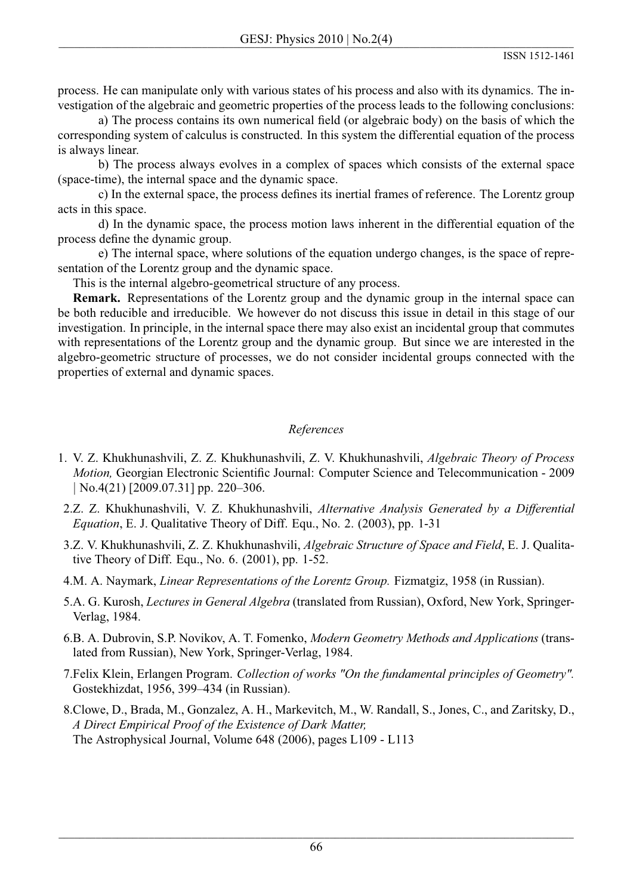process. He can manipulate only with various states of his process and also with its dynamics. The investigation of the algebraic and geometric properties of the process leads to the following conclusions:

a) The process contains its own numerical field (or algebraic body) on the basis of which the corresponding system of calculus is constructed. In this system the differential equation of the process is always linear.

b) The process always evolves in a complex of spaces which consists of the external space (space-time), the internal space and the dynamic space.

c) In the external space, the process defines its inertial frames of reference. The Lorentz group acts in this space.

d) In the dynamic space, the process motion laws inherent in the differential equation of the process define the dynamic group.

e) The internal space, where solutions of the equation undergo changes, is the space of representation of the Lorentz group and the dynamic space.

This is the internal algebro-geometrical structure of any process.

**Remark.** Representations of the Lorentz group and the dynamic group in the internal space can be both reducible and irreducible. We however do not discuss this issue in detail in this stage of our investigation. In principle, in the internal space there may also exist an incidental group that commutes with representations of the Lorentz group and the dynamic group. But since we are interested in the algebro-geometric structure of processes, we do not consider incidental groups connected with the properties of external and dynamic spaces.

*References*

1. V. Z. Khukhunashvili, Z. Z. Khukhunashvili, Z. V. Khukhunashvili, *Algebraic Theory of Process Motion,* Georgian Electronic Scientific Journal: Computer Science and Telecommunication - 2009 | No.4(21) [2009.07.31] pp. 220–306.
2. Z. Z. Khukhunashvili, V. Z. Khukhunashvili, *Alternative Analysis Generated by a Differential Equation*, E. J. Qualitative Theory of Diff. Equ., No. 2. (2003), pp. 1-31
3. Z. V. Khukhunashvili, Z. Z. Khukhunashvili, *Algebraic Structure of Space and Field*, E. J. Qualitative Theory of Diff. Equ., No. 6. (2001), pp. 1-52.
4. M. A. Naymark, *Linear Representations of the Lorentz Group.* Fizmatgiz, 1958 (in Russian).
5. A. G. Kurosh, *Lectures in General Algebra* (translated from Russian), Oxford, New York, Springer-Verlag, 1984.
6. B. A. Dubrovin, S.P. Novikov, A. T. Fomenko, *Modern Geometry Methods and Applications* (translated from Russian), New York, Springer-Verlag, 1984.
7. Felix Klein, Erlangen Program. *Collection of works "On the fundamental principles of Geometry".* Gostekhizdat, 1956, 399–434 (in Russian).
8. Clowe, D., Brada, M., Gonzalez, A. H., Markevitch, M., W. Randall, S., Jones, C., and Zaritsky, D., *A Direct Empirical Proof of the Existence of Dark Matter,* The Astrophysical Journal, Volume 648 (2006), pages L109 - L113